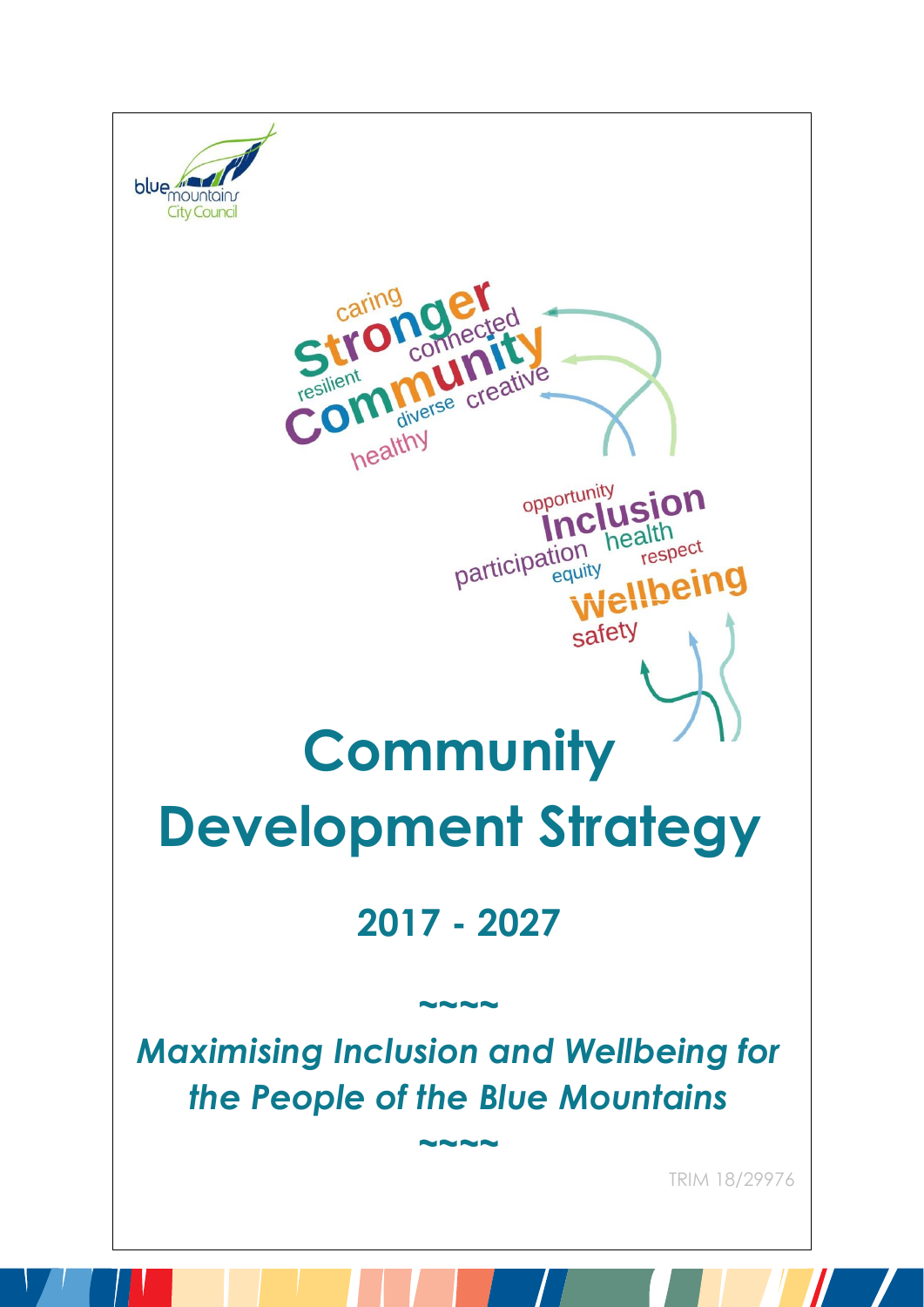blue mountains City Council

# Community Development Strategy

## 2017 - 2027

~~~~

***Maximising Inclusion and Wellbeing for the People of the Blue Mountains***

~~~~

TRIM 18/29976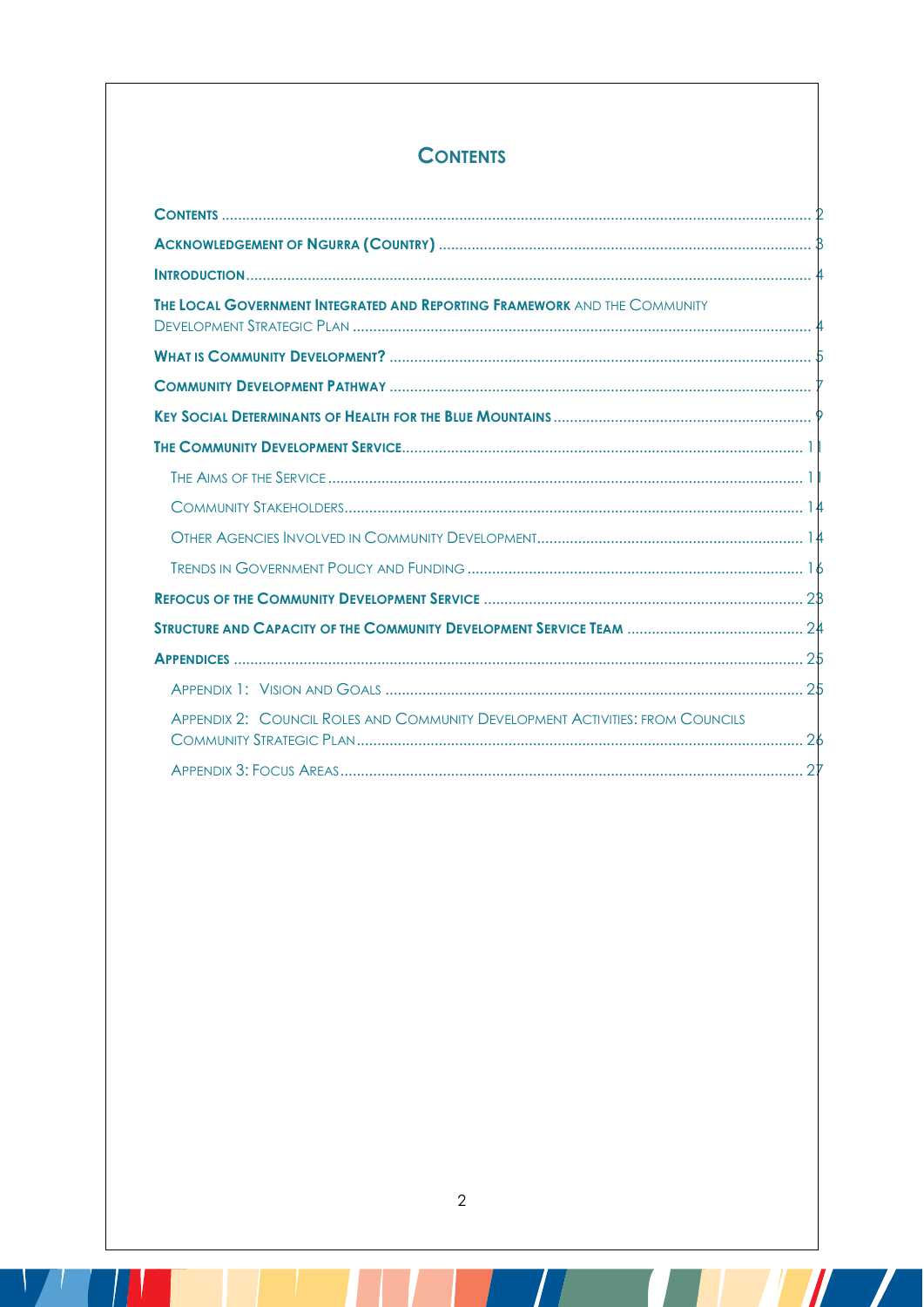# Contents

- **Contents** ..... 2
- **Acknowledgement of Ngurra (Country)** ..... 3
- **Introduction** ..... 4
- **The Local Government Integrated and Reporting Framework** and the Community Development Strategic Plan ..... 4
- **What is Community Development?** ..... 5
- **Community Development Pathway** ..... 7
- **Key Social Determinants of Health for the Blue Mountains** ..... 9
- **The Community Development Service** ..... 11
  - The Aims of the Service ..... 11
  - Community Stakeholders ..... 14
  - Other Agencies Involved in Community Development ..... 14
  - Trends in Government Policy and Funding ..... 16
- **Refocus of the Community Development Service** ..... 23
- **Structure and Capacity of the Community Development Service Team** ..... 24
- **Appendices** ..... 25
  - Appendix 1: Vision and Goals ..... 25
  - Appendix 2: Council Roles and Community Development Activities: from Councils Community Strategic Plan ..... 26
  - Appendix 3: Focus Areas ..... 27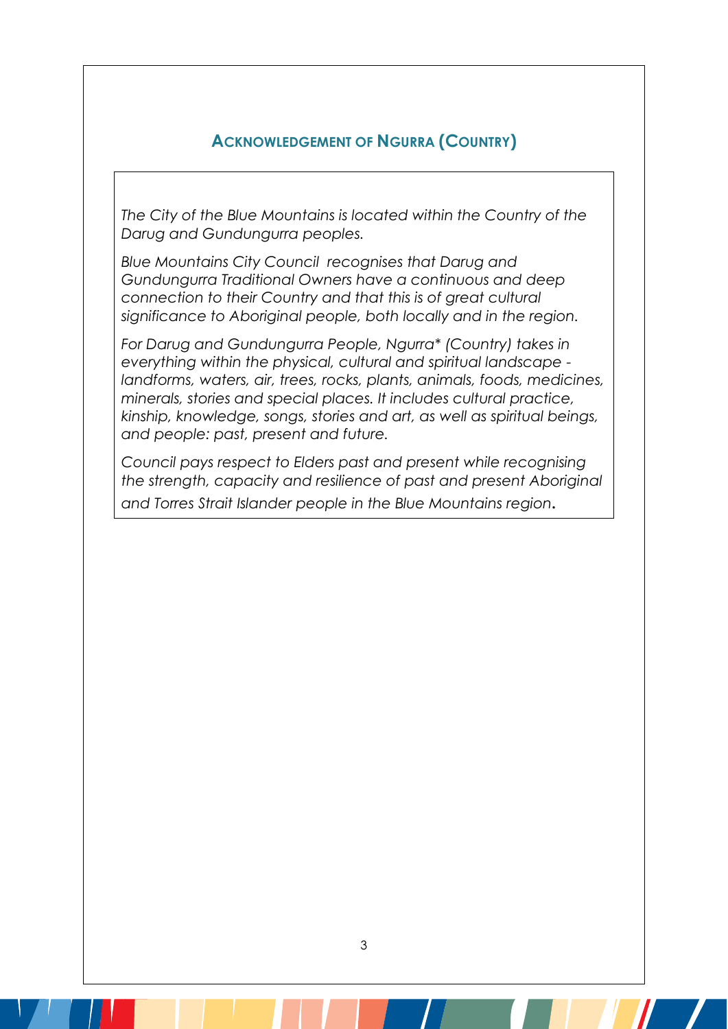## Acknowledgement of Ngurra (Country)

*The City of the Blue Mountains is located within the Country of the Darug and Gundungurra peoples.*

*Blue Mountains City Council recognises that Darug and Gundungurra Traditional Owners have a continuous and deep connection to their Country and that this is of great cultural significance to Aboriginal people, both locally and in the region.*

*For Darug and Gundungurra People, Ngurra* (Country) takes in everything within the physical, cultural and spiritual landscape - landforms, waters, air, trees, rocks, plants, animals, foods, medicines, minerals, stories and special places. It includes cultural practice, kinship, knowledge, songs, stories and art, as well as spiritual beings, and people: past, present and future.*

*Council pays respect to Elders past and present while recognising the strength, capacity and resilience of past and present Aboriginal and Torres Strait Islander people in the Blue Mountains region.*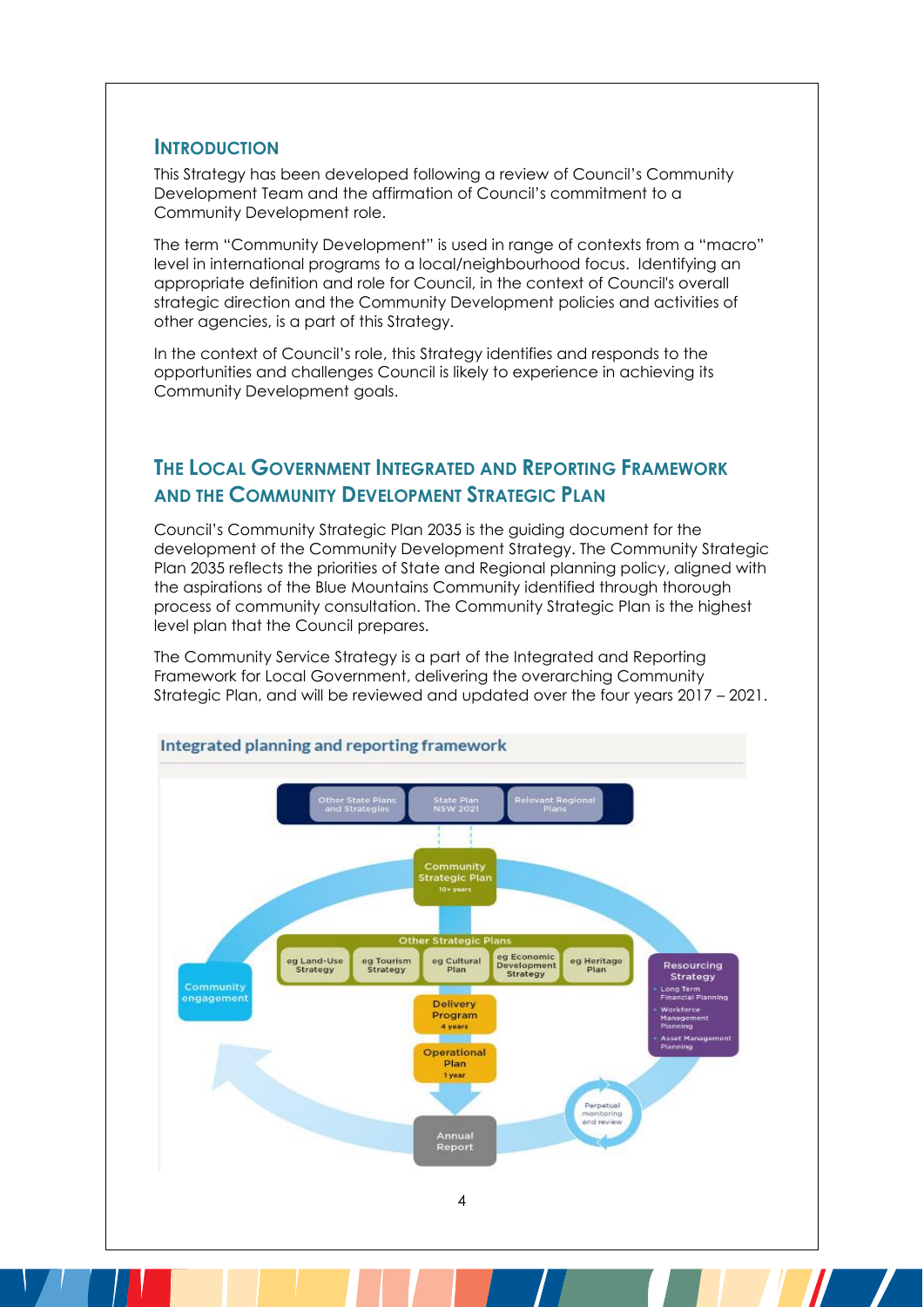## Introduction

This Strategy has been developed following a review of Council's Community Development Team and the affirmation of Council's commitment to a Community Development role.

The term "Community Development" is used in range of contexts from a "macro" level in international programs to a local/neighbourhood focus. Identifying an appropriate definition and role for Council, in the context of Council's overall strategic direction and the Community Development policies and activities of other agencies, is a part of this Strategy.

In the context of Council's role, this Strategy identifies and responds to the opportunities and challenges Council is likely to experience in achieving its Community Development goals.

## The Local Government Integrated and Reporting Framework and the Community Development Strategic Plan

Council's Community Strategic Plan 2035 is the guiding document for the development of the Community Development Strategy. The Community Strategic Plan 2035 reflects the priorities of State and Regional planning policy, aligned with the aspirations of the Blue Mountains Community identified through thorough process of community consultation. The Community Strategic Plan is the highest level plan that the Council prepares.

The Community Service Strategy is a part of the Integrated and Reporting Framework for Local Government, delivering the overarching Community Strategic Plan, and will be reviewed and updated over the four years 2017 – 2021.

**Integrated planning and reporting framework**

- Other State Plans and Strategies
- State Plan NSW 2021
- Relevant Regional Plans
- Community Strategic Plan (10+ years)
- Other Strategic Plans: eg Land-Use Strategy; eg Tourism Strategy; eg Cultural Plan; eg Economic Development Strategy; eg Heritage Plan
- Community engagement
- Resourcing Strategy: Long Term Financial Planning; Workforce Management Planning; Asset Management Planning
- Delivery Program (4 years)
- Operational Plan (1 year)
- Perpetual monitoring and review
- Annual Report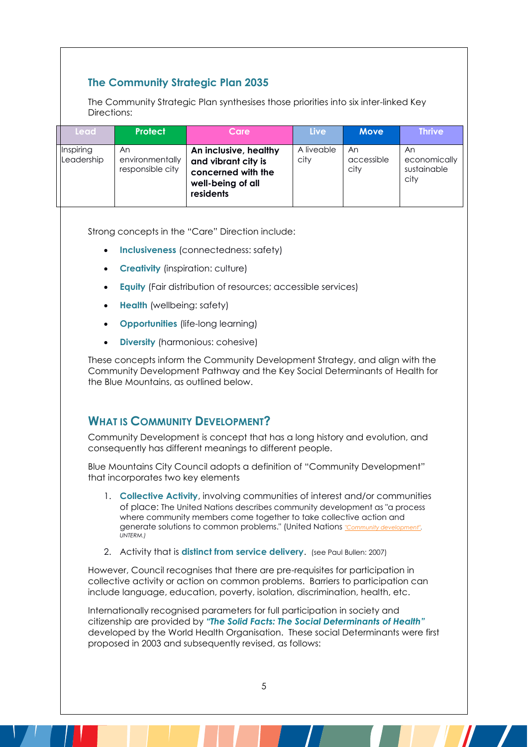## The Community Strategic Plan 2035

The Community Strategic Plan synthesises those priorities into six inter-linked Key Directions:

| Lead | Protect | Care | Live | Move | Thrive |
|---|---|---|---|---|---|
| Inspiring Leadership | An environmentally responsible city | **An inclusive, healthy and vibrant city is concerned with the well-being of all residents** | A liveable city | An accessible city | An economically sustainable city |

Strong concepts in the "Care" Direction include:

- **Inclusiveness** (connectedness: safety)
- **Creativity** (inspiration: culture)
- **Equity** (Fair distribution of resources; accessible services)
- **Health** (wellbeing: safety)
- **Opportunities** (life-long learning)
- **Diversity** (harmonious: cohesive)

These concepts inform the Community Development Strategy, and align with the Community Development Pathway and the Key Social Determinants of Health for the Blue Mountains, as outlined below.

## What is Community Development?

Community Development is concept that has a long history and evolution, and consequently has different meanings to different people.

Blue Mountains City Council adopts a definition of "Community Development" that incorporates two key elements

1. **Collective Activity**, involving communities of interest and/or communities of place: The United Nations describes community development as "a process where community members come together to take collective action and generate solutions to common problems." (United Nations *"Community development". UNTERM.)*
2. Activity that is **distinct from service delivery**. (see Paul Bullen: 2007)

However, Council recognises that there are pre-requisites for participation in collective activity or action on common problems. Barriers to participation can include language, education, poverty, isolation, discrimination, health, etc.

Internationally recognised parameters for full participation in society and citizenship are provided by ***"The Solid Facts: The Social Determinants of Health"*** developed by the World Health Organisation. These social Determinants were first proposed in 2003 and subsequently revised, as follows: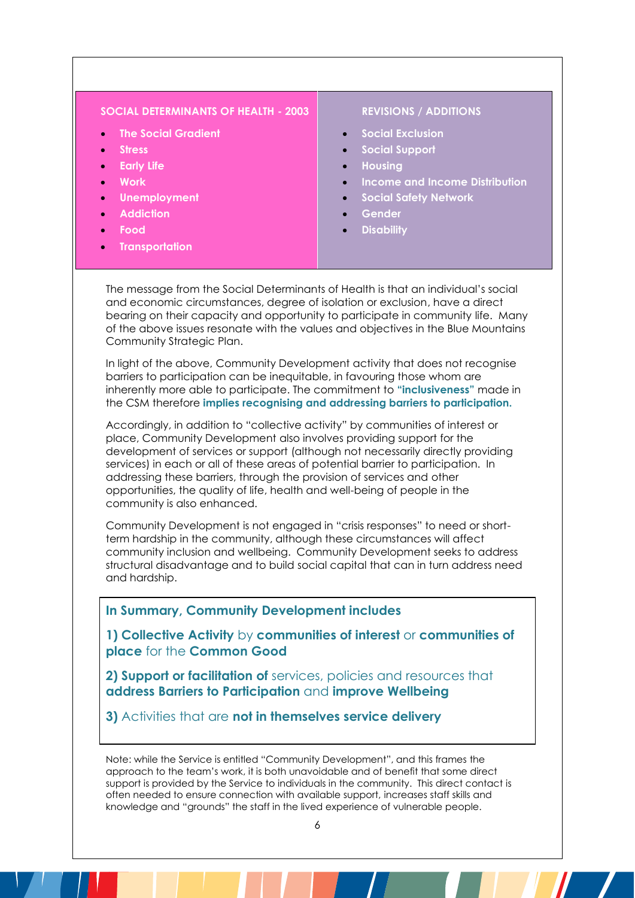| SOCIAL DETERMINANTS OF HEALTH - 2003 | REVISIONS / ADDITIONS |
|---|---|
| • The Social Gradient<br>• Stress<br>• Early Life<br>• Work<br>• Unemployment<br>• Addiction<br>• Food<br>• Transportation | • Social Exclusion<br>• Social Support<br>• Housing<br>• Income and Income Distribution<br>• Social Safety Network<br>• Gender<br>• Disability |

The message from the Social Determinants of Health is that an individual's social and economic circumstances, degree of isolation or exclusion, have a direct bearing on their capacity and opportunity to participate in community life. Many of the above issues resonate with the values and objectives in the Blue Mountains Community Strategic Plan.

In light of the above, Community Development activity that does not recognise barriers to participation can be inequitable, in favouring those whom are inherently more able to participate. The commitment to **"inclusiveness"** made in the CSM therefore **implies recognising and addressing barriers to participation.**

Accordingly, in addition to "collective activity" by communities of interest or place, Community Development also involves providing support for the development of services or support (although not necessarily directly providing services) in each or all of these areas of potential barrier to participation. In addressing these barriers, through the provision of services and other opportunities, the quality of life, health and well-being of people in the community is also enhanced.

Community Development is not engaged in "crisis responses" to need or short-term hardship in the community, although these circumstances will affect community inclusion and wellbeing. Community Development seeks to address structural disadvantage and to build social capital that can in turn address need and hardship.

**In Summary, Community Development includes**

**1) Collective Activity** by **communities of interest** or **communities of place** for the **Common Good**

**2) Support or facilitation of** services, policies and resources that **address Barriers to Participation** and **improve Wellbeing**

**3)** Activities that are **not in themselves service delivery**

Note: while the Service is entitled "Community Development", and this frames the approach to the team's work, it is both unavoidable and of benefit that some direct support is provided by the Service to individuals in the community. This direct contact is often needed to ensure connection with available support, increases staff skills and knowledge and "grounds" the staff in the lived experience of vulnerable people.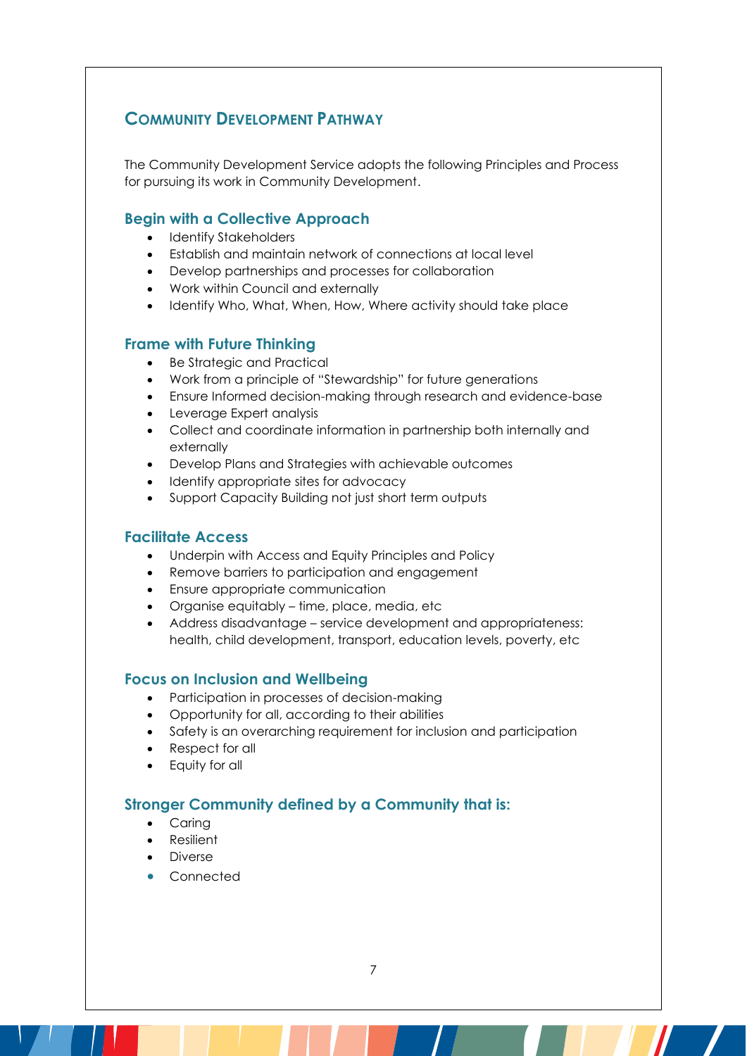## Community Development Pathway

The Community Development Service adopts the following Principles and Process for pursuing its work in Community Development.

### Begin with a Collective Approach

- Identify Stakeholders
- Establish and maintain network of connections at local level
- Develop partnerships and processes for collaboration
- Work within Council and externally
- Identify Who, What, When, How, Where activity should take place

### Frame with Future Thinking

- Be Strategic and Practical
- Work from a principle of "Stewardship" for future generations
- Ensure Informed decision-making through research and evidence-base
- Leverage Expert analysis
- Collect and coordinate information in partnership both internally and externally
- Develop Plans and Strategies with achievable outcomes
- Identify appropriate sites for advocacy
- Support Capacity Building not just short term outputs

### Facilitate Access

- Underpin with Access and Equity Principles and Policy
- Remove barriers to participation and engagement
- Ensure appropriate communication
- Organise equitably – time, place, media, etc
- Address disadvantage – service development and appropriateness: health, child development, transport, education levels, poverty, etc

### Focus on Inclusion and Wellbeing

- Participation in processes of decision-making
- Opportunity for all, according to their abilities
- Safety is an overarching requirement for inclusion and participation
- Respect for all
- Equity for all

### Stronger Community defined by a Community that is:

- Caring
- Resilient
- Diverse
- Connected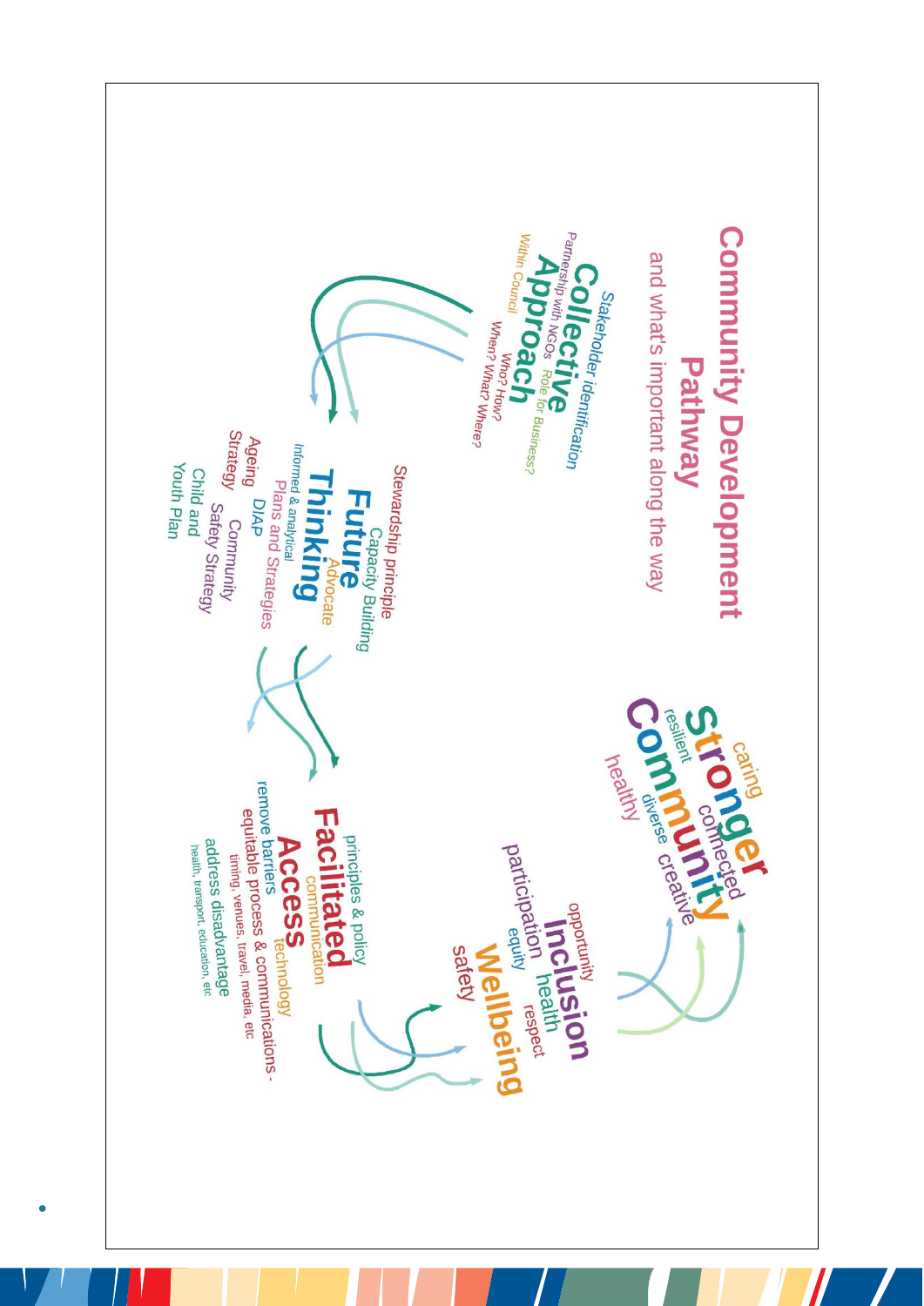# Community Development Pathway

and what's important along the way

## Collective Approach

Stakeholder identification

Partnership with NGOs

Role for Business?

Within Council

Who? How?

When? What? Where?

## Future Thinking

Stewardship principle

Capacity Building

Advocate

Informed & analytical

Plans and Strategies

Ageing Strategy

DIAP

Community Safety Strategy

Child and Youth Plan

## Facilitated Access

principles & policy

communication

technology

remove barriers

equitable process & communications - timing, venues, travel, media, etc

address disadvantage

health, transport, education, etc

## Inclusion Wellbeing

opportunity

participation

equity

health

respect

safety

## Stronger Community

caring

resilient

connected

diverse

creative

healthy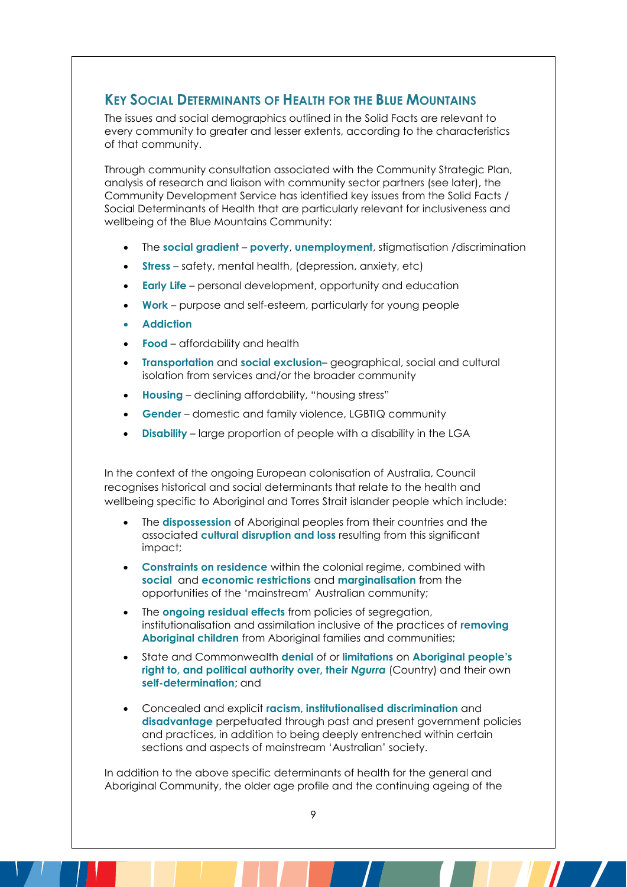## KEY SOCIAL DETERMINANTS OF HEALTH FOR THE BLUE MOUNTAINS

The issues and social demographics outlined in the Solid Facts are relevant to every community to greater and lesser extents, according to the characteristics of that community.

Through community consultation associated with the Community Strategic Plan, analysis of research and liaison with community sector partners (see later), the Community Development Service has identified key issues from the Solid Facts / Social Determinants of Health that are particularly relevant for inclusiveness and wellbeing of the Blue Mountains Community:

- The **social gradient** – **poverty**, **unemployment**, stigmatisation /discrimination
- **Stress** – safety, mental health, (depression, anxiety, etc)
- **Early Life** – personal development, opportunity and education
- **Work** – purpose and self-esteem, particularly for young people
- **Addiction**
- **Food** – affordability and health
- **Transportation** and **social exclusion**– geographical, social and cultural isolation from services and/or the broader community
- **Housing** – declining affordability, "housing stress"
- **Gender** – domestic and family violence, LGBTIQ community
- **Disability** – large proportion of people with a disability in the LGA

In the context of the ongoing European colonisation of Australia, Council recognises historical and social determinants that relate to the health and wellbeing specific to Aboriginal and Torres Strait islander people which include:

- The **dispossession** of Aboriginal peoples from their countries and the associated **cultural disruption and loss** resulting from this significant impact;
- **Constraints on residence** within the colonial regime, combined with **social** and **economic restrictions** and **marginalisation** from the opportunities of the 'mainstream' Australian community;
- The **ongoing residual effects** from policies of segregation, institutionalisation and assimilation inclusive of the practices of **removing Aboriginal children** from Aboriginal families and communities;
- State and Commonwealth **denial** of or **limitations** on **Aboriginal people's right to, and political authority over, their *Ngurra*** (Country) and their own **self-determination**; and
- Concealed and explicit **racism**, **institutionalised discrimination** and **disadvantage** perpetuated through past and present government policies and practices, in addition to being deeply entrenched within certain sections and aspects of mainstream 'Australian' society.

In addition to the above specific determinants of health for the general and Aboriginal Community, the older age profile and the continuing ageing of the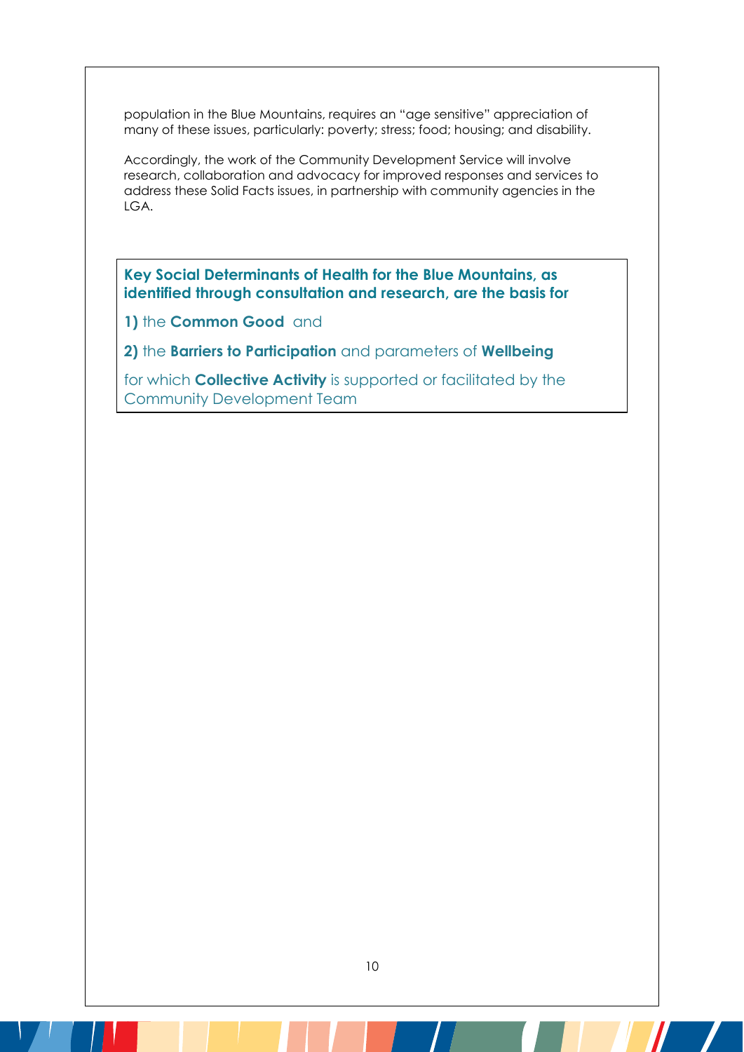population in the Blue Mountains, requires an "age sensitive" appreciation of many of these issues, particularly: poverty; stress; food; housing; and disability.

Accordingly, the work of the Community Development Service will involve research, collaboration and advocacy for improved responses and services to address these Solid Facts issues, in partnership with community agencies in the LGA.

> **Key Social Determinants of Health for the Blue Mountains, as identified through consultation and research, are the basis for**
>
> **1)** the **Common Good** and
>
> **2)** the **Barriers to Participation** and parameters of **Wellbeing**
>
> for which **Collective Activity** is supported or facilitated by the Community Development Team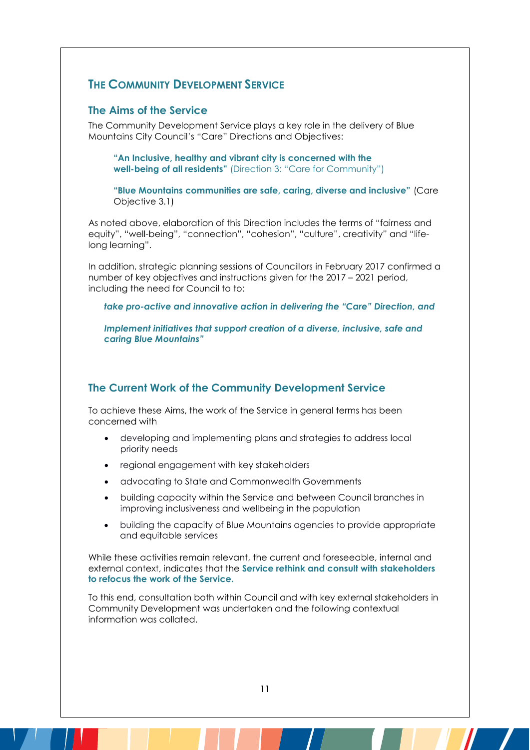## THE COMMUNITY DEVELOPMENT SERVICE

### The Aims of the Service

The Community Development Service plays a key role in the delivery of Blue Mountains City Council's "Care" Directions and Objectives:

> **"An Inclusive, healthy and vibrant city is concerned with the well-being of all residents"** (Direction 3: "Care for Community")
>
> **"Blue Mountains communities are safe, caring, diverse and inclusive"** (Care Objective 3.1)

As noted above, elaboration of this Direction includes the terms of "fairness and equity", "well-being", "connection", "cohesion", "culture", creativity" and "life-long learning".

In addition, strategic planning sessions of Councillors in February 2017 confirmed a number of key objectives and instructions given for the 2017 – 2021 period, including the need for Council to to:

> ***take pro-active and innovative action in delivering the "Care" Direction, and***
>
> ***Implement initiatives that support creation of a diverse, inclusive, safe and caring Blue Mountains"***

### The Current Work of the Community Development Service

To achieve these Aims, the work of the Service in general terms has been concerned with

- developing and implementing plans and strategies to address local priority needs
- regional engagement with key stakeholders
- advocating to State and Commonwealth Governments
- building capacity within the Service and between Council branches in improving inclusiveness and wellbeing in the population
- building the capacity of Blue Mountains agencies to provide appropriate and equitable services

While these activities remain relevant, the current and foreseeable, internal and external context, indicates that the **Service rethink and consult with stakeholders to refocus the work of the Service.**

To this end, consultation both within Council and with key external stakeholders in Community Development was undertaken and the following contextual information was collated.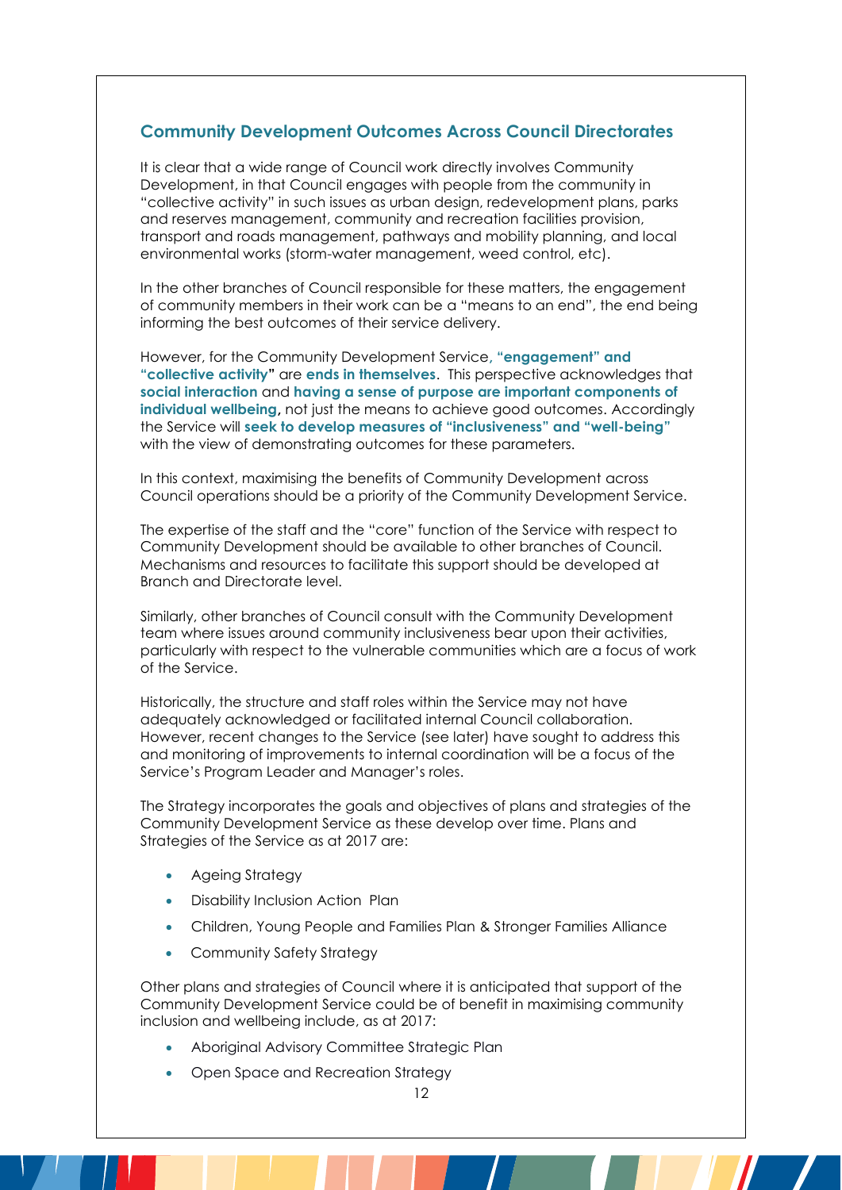## Community Development Outcomes Across Council Directorates

It is clear that a wide range of Council work directly involves Community Development, in that Council engages with people from the community in "collective activity" in such issues as urban design, redevelopment plans, parks and reserves management, community and recreation facilities provision, transport and roads management, pathways and mobility planning, and local environmental works (storm-water management, weed control, etc).

In the other branches of Council responsible for these matters, the engagement of community members in their work can be a "means to an end", the end being informing the best outcomes of their service delivery.

However, for the Community Development Service, **"engagement" and "collective activity"** are **ends in themselves**. This perspective acknowledges that **social interaction** and **having a sense of purpose are important components of individual wellbeing,** not just the means to achieve good outcomes. Accordingly the Service will **seek to develop measures of "inclusiveness" and "well-being"** with the view of demonstrating outcomes for these parameters.

In this context, maximising the benefits of Community Development across Council operations should be a priority of the Community Development Service.

The expertise of the staff and the "core" function of the Service with respect to Community Development should be available to other branches of Council. Mechanisms and resources to facilitate this support should be developed at Branch and Directorate level.

Similarly, other branches of Council consult with the Community Development team where issues around community inclusiveness bear upon their activities, particularly with respect to the vulnerable communities which are a focus of work of the Service.

Historically, the structure and staff roles within the Service may not have adequately acknowledged or facilitated internal Council collaboration. However, recent changes to the Service (see later) have sought to address this and monitoring of improvements to internal coordination will be a focus of the Service's Program Leader and Manager's roles.

The Strategy incorporates the goals and objectives of plans and strategies of the Community Development Service as these develop over time. Plans and Strategies of the Service as at 2017 are:

- Ageing Strategy
- Disability Inclusion Action Plan
- Children, Young People and Families Plan & Stronger Families Alliance
- Community Safety Strategy

Other plans and strategies of Council where it is anticipated that support of the Community Development Service could be of benefit in maximising community inclusion and wellbeing include, as at 2017:

- Aboriginal Advisory Committee Strategic Plan
- Open Space and Recreation Strategy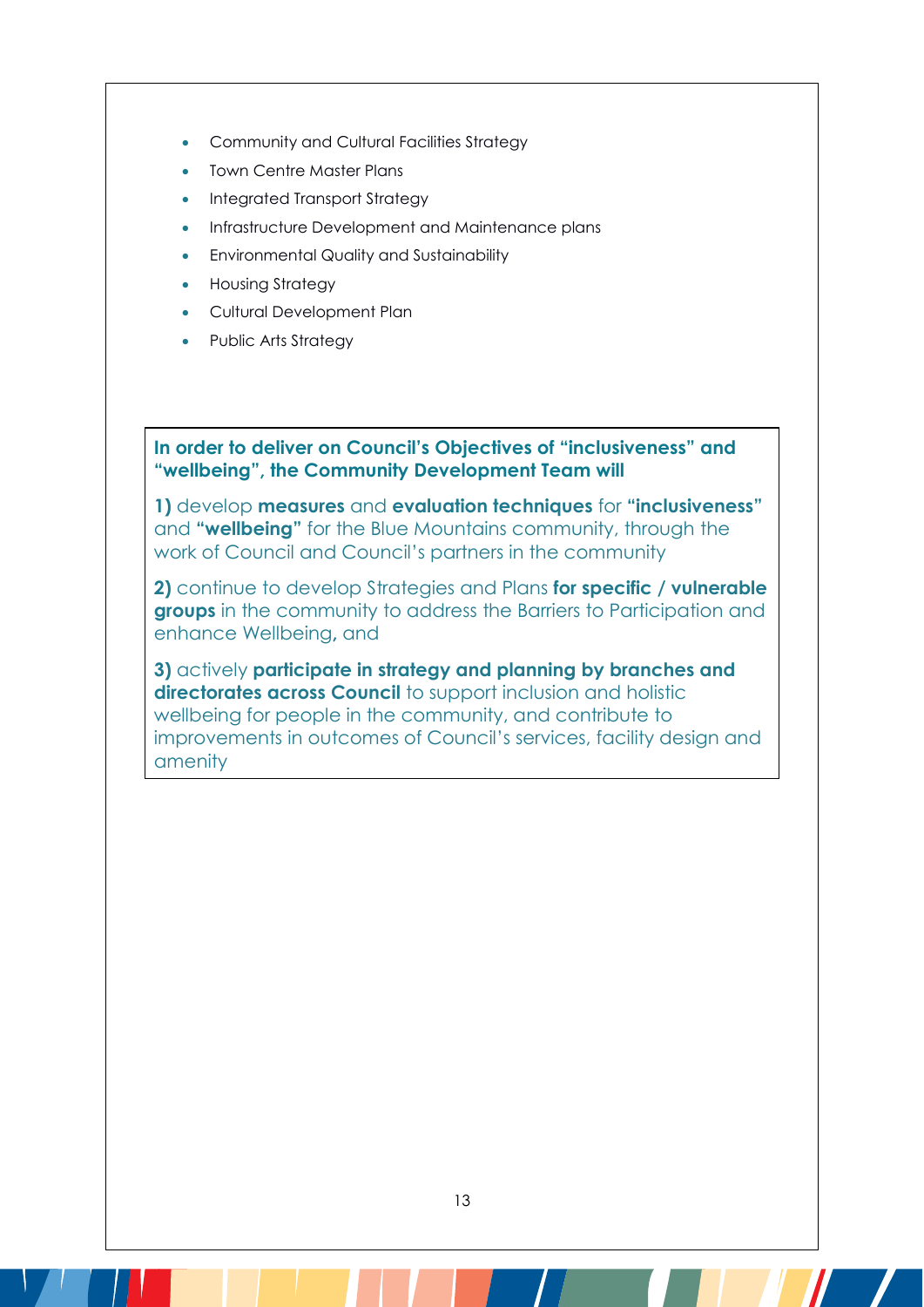- Community and Cultural Facilities Strategy
- Town Centre Master Plans
- Integrated Transport Strategy
- Infrastructure Development and Maintenance plans
- Environmental Quality and Sustainability
- Housing Strategy
- Cultural Development Plan
- Public Arts Strategy

**In order to deliver on Council's Objectives of "inclusiveness" and "wellbeing", the Community Development Team will**

**1)** develop **measures** and **evaluation techniques** for **"inclusiveness"** and **"wellbeing"** for the Blue Mountains community, through the work of Council and Council's partners in the community

**2)** continue to develop Strategies and Plans **for specific / vulnerable groups** in the community to address the Barriers to Participation and enhance Wellbeing, and

**3)** actively **participate in strategy and planning by branches and directorates across Council** to support inclusion and holistic wellbeing for people in the community, and contribute to improvements in outcomes of Council's services, facility design and amenity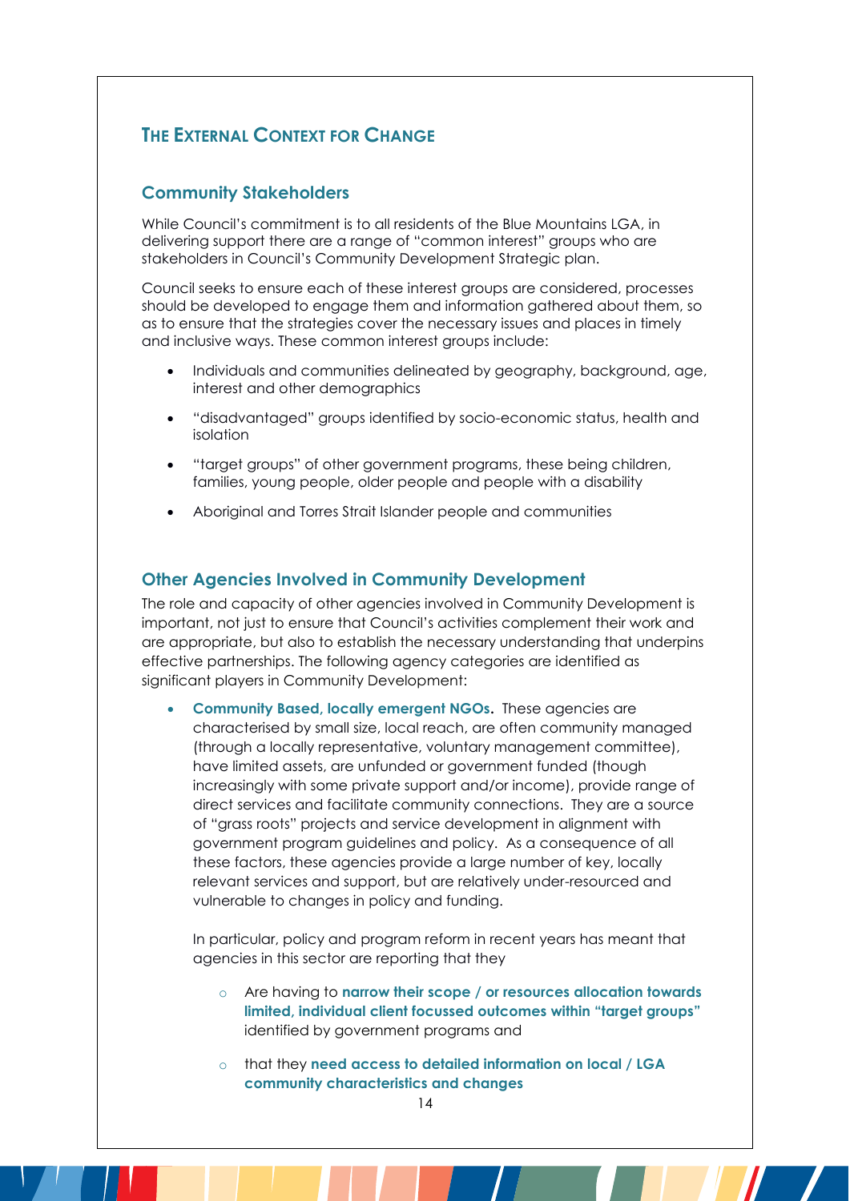## THE EXTERNAL CONTEXT FOR CHANGE

### Community Stakeholders

While Council's commitment is to all residents of the Blue Mountains LGA, in delivering support there are a range of "common interest" groups who are stakeholders in Council's Community Development Strategic plan.

Council seeks to ensure each of these interest groups are considered, processes should be developed to engage them and information gathered about them, so as to ensure that the strategies cover the necessary issues and places in timely and inclusive ways. These common interest groups include:

- Individuals and communities delineated by geography, background, age, interest and other demographics
- "disadvantaged" groups identified by socio-economic status, health and isolation
- "target groups" of other government programs, these being children, families, young people, older people and people with a disability
- Aboriginal and Torres Strait Islander people and communities

### Other Agencies Involved in Community Development

The role and capacity of other agencies involved in Community Development is important, not just to ensure that Council's activities complement their work and are appropriate, but also to establish the necessary understanding that underpins effective partnerships. The following agency categories are identified as significant players in Community Development:

- **Community Based, locally emergent NGOs.** These agencies are characterised by small size, local reach, are often community managed (through a locally representative, voluntary management committee), have limited assets, are unfunded or government funded (though increasingly with some private support and/or income), provide range of direct services and facilitate community connections. They are a source of "grass roots" projects and service development in alignment with government program guidelines and policy. As a consequence of all these factors, these agencies provide a large number of key, locally relevant services and support, but are relatively under-resourced and vulnerable to changes in policy and funding.

  In particular, policy and program reform in recent years has meant that agencies in this sector are reporting that they

  - Are having to **narrow their scope / or resources allocation towards limited, individual client focussed outcomes within "target groups"** identified by government programs and
  - that they **need access to detailed information on local / LGA community characteristics and changes**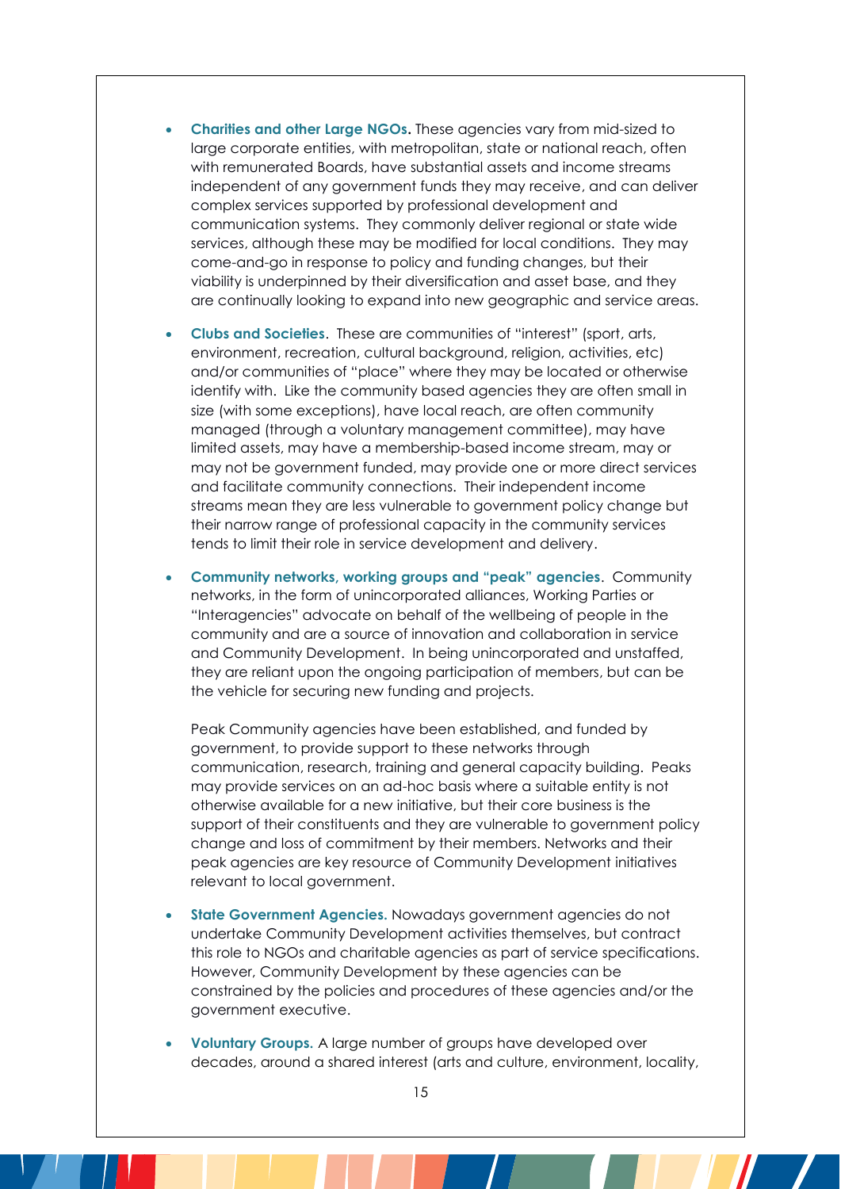- **Charities and other Large NGOs.** These agencies vary from mid-sized to large corporate entities, with metropolitan, state or national reach, often with remunerated Boards, have substantial assets and income streams independent of any government funds they may receive, and can deliver complex services supported by professional development and communication systems. They commonly deliver regional or state wide services, although these may be modified for local conditions. They may come-and-go in response to policy and funding changes, but their viability is underpinned by their diversification and asset base, and they are continually looking to expand into new geographic and service areas.

- **Clubs and Societies**. These are communities of "interest" (sport, arts, environment, recreation, cultural background, religion, activities, etc) and/or communities of "place" where they may be located or otherwise identify with. Like the community based agencies they are often small in size (with some exceptions), have local reach, are often community managed (through a voluntary management committee), may have limited assets, may have a membership-based income stream, may or may not be government funded, may provide one or more direct services and facilitate community connections. Their independent income streams mean they are less vulnerable to government policy change but their narrow range of professional capacity in the community services tends to limit their role in service development and delivery.

- **Community networks, working groups and "peak" agencies**. Community networks, in the form of unincorporated alliances, Working Parties or "Interagencies" advocate on behalf of the wellbeing of people in the community and are a source of innovation and collaboration in service and Community Development. In being unincorporated and unstaffed, they are reliant upon the ongoing participation of members, but can be the vehicle for securing new funding and projects.

  Peak Community agencies have been established, and funded by government, to provide support to these networks through communication, research, training and general capacity building. Peaks may provide services on an ad-hoc basis where a suitable entity is not otherwise available for a new initiative, but their core business is the support of their constituents and they are vulnerable to government policy change and loss of commitment by their members. Networks and their peak agencies are key resource of Community Development initiatives relevant to local government.

- **State Government Agencies.** Nowadays government agencies do not undertake Community Development activities themselves, but contract this role to NGOs and charitable agencies as part of service specifications. However, Community Development by these agencies can be constrained by the policies and procedures of these agencies and/or the government executive.

- **Voluntary Groups.** A large number of groups have developed over decades, around a shared interest (arts and culture, environment, locality,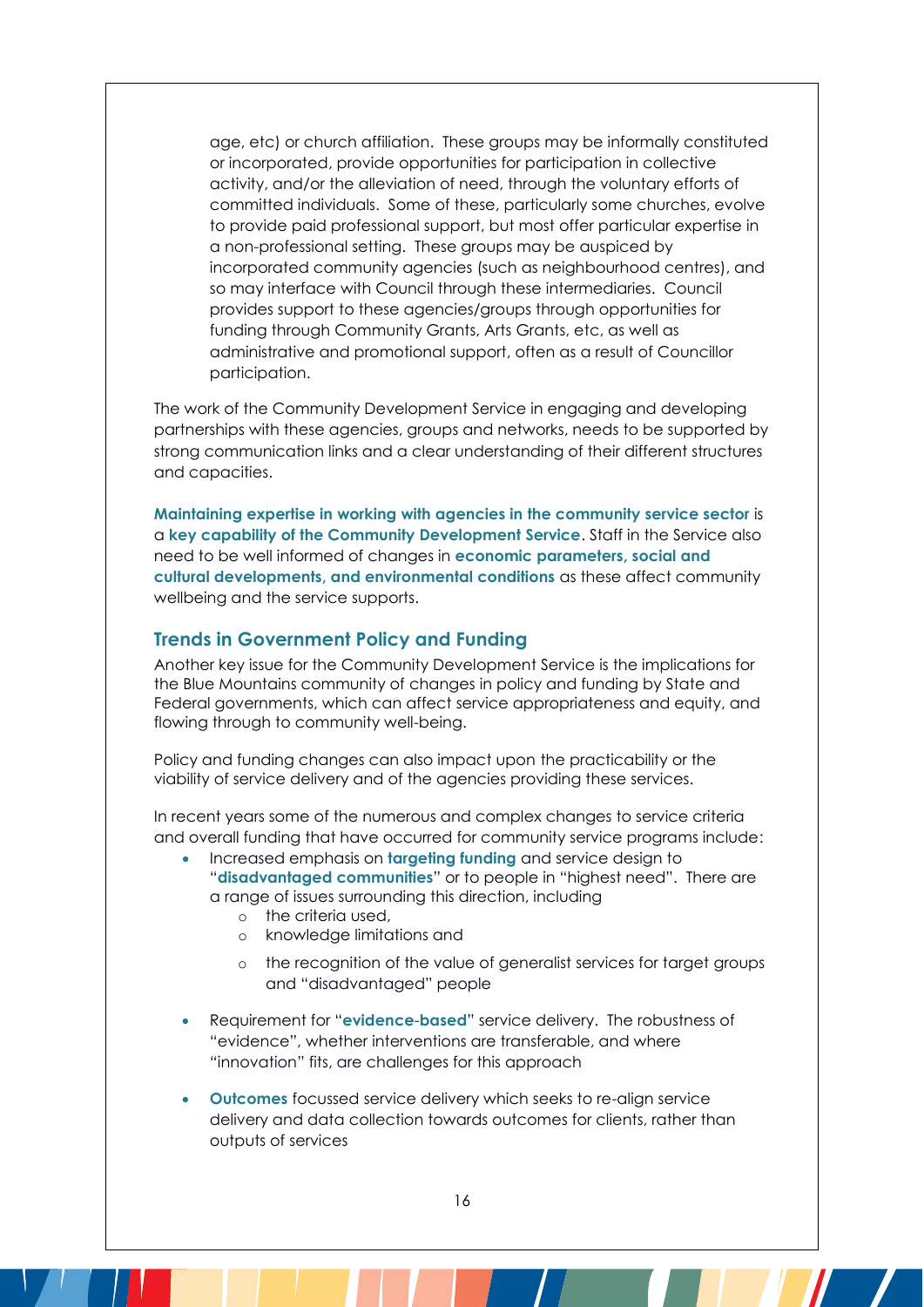age, etc) or church affiliation. These groups may be informally constituted or incorporated, provide opportunities for participation in collective activity, and/or the alleviation of need, through the voluntary efforts of committed individuals. Some of these, particularly some churches, evolve to provide paid professional support, but most offer particular expertise in a non-professional setting. These groups may be auspiced by incorporated community agencies (such as neighbourhood centres), and so may interface with Council through these intermediaries. Council provides support to these agencies/groups through opportunities for funding through Community Grants, Arts Grants, etc, as well as administrative and promotional support, often as a result of Councillor participation.

The work of the Community Development Service in engaging and developing partnerships with these agencies, groups and networks, needs to be supported by strong communication links and a clear understanding of their different structures and capacities.

**Maintaining expertise in working with agencies in the community service sector** is a **key capability of the Community Development Service**. Staff in the Service also need to be well informed of changes in **economic parameters, social and cultural developments, and environmental conditions** as these affect community wellbeing and the service supports.

## Trends in Government Policy and Funding

Another key issue for the Community Development Service is the implications for the Blue Mountains community of changes in policy and funding by State and Federal governments, which can affect service appropriateness and equity, and flowing through to community well-being.

Policy and funding changes can also impact upon the practicability or the viability of service delivery and of the agencies providing these services.

In recent years some of the numerous and complex changes to service criteria and overall funding that have occurred for community service programs include:

- Increased emphasis on **targeting funding** and service design to "**disadvantaged communities**" or to people in "highest need". There are a range of issues surrounding this direction, including
  - the criteria used,
  - knowledge limitations and
  - the recognition of the value of generalist services for target groups and "disadvantaged" people
- Requirement for "**evidence-based**" service delivery. The robustness of "evidence", whether interventions are transferable, and where "innovation" fits, are challenges for this approach
- **Outcomes** focussed service delivery which seeks to re-align service delivery and data collection towards outcomes for clients, rather than outputs of services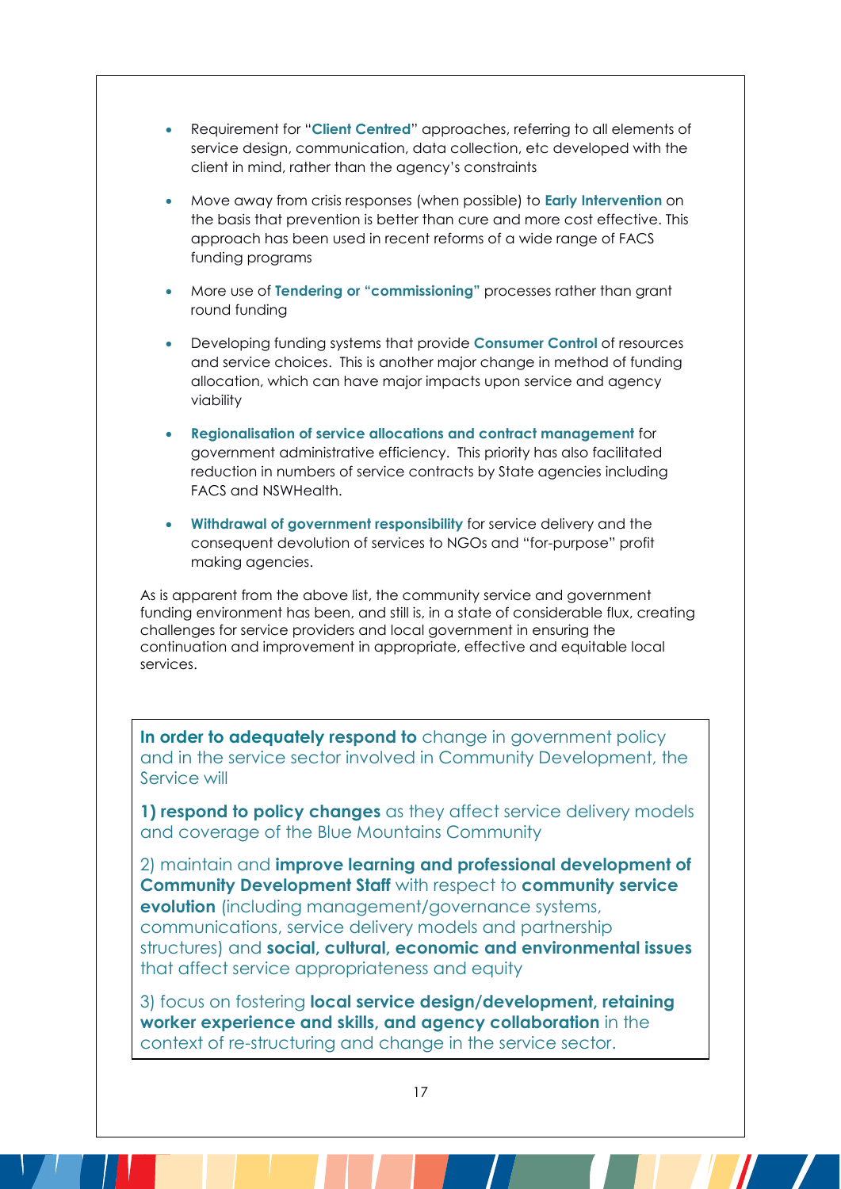- Requirement for "**Client Centred**" approaches, referring to all elements of service design, communication, data collection, etc developed with the client in mind, rather than the agency's constraints

- Move away from crisis responses (when possible) to **Early Intervention** on the basis that prevention is better than cure and more cost effective. This approach has been used in recent reforms of a wide range of FACS funding programs

- More use of **Tendering or "commissioning"** processes rather than grant round funding

- Developing funding systems that provide **Consumer Control** of resources and service choices. This is another major change in method of funding allocation, which can have major impacts upon service and agency viability

- **Regionalisation of service allocations and contract management** for government administrative efficiency. This priority has also facilitated reduction in numbers of service contracts by State agencies including FACS and NSWHealth.

- **Withdrawal of government responsibility** for service delivery and the consequent devolution of services to NGOs and "for-purpose" profit making agencies.

As is apparent from the above list, the community service and government funding environment has been, and still is, in a state of considerable flux, creating challenges for service providers and local government in ensuring the continuation and improvement in appropriate, effective and equitable local services.

**In order to adequately respond to** change in government policy and in the service sector involved in Community Development, the Service will

**1) respond to policy changes** as they affect service delivery models and coverage of the Blue Mountains Community

2) maintain and **improve learning and professional development of Community Development Staff** with respect to **community service evolution** (including management/governance systems, communications, service delivery models and partnership structures) and **social, cultural, economic and environmental issues** that affect service appropriateness and equity

3) focus on fostering **local service design/development, retaining worker experience and skills, and agency collaboration** in the context of re-structuring and change in the service sector.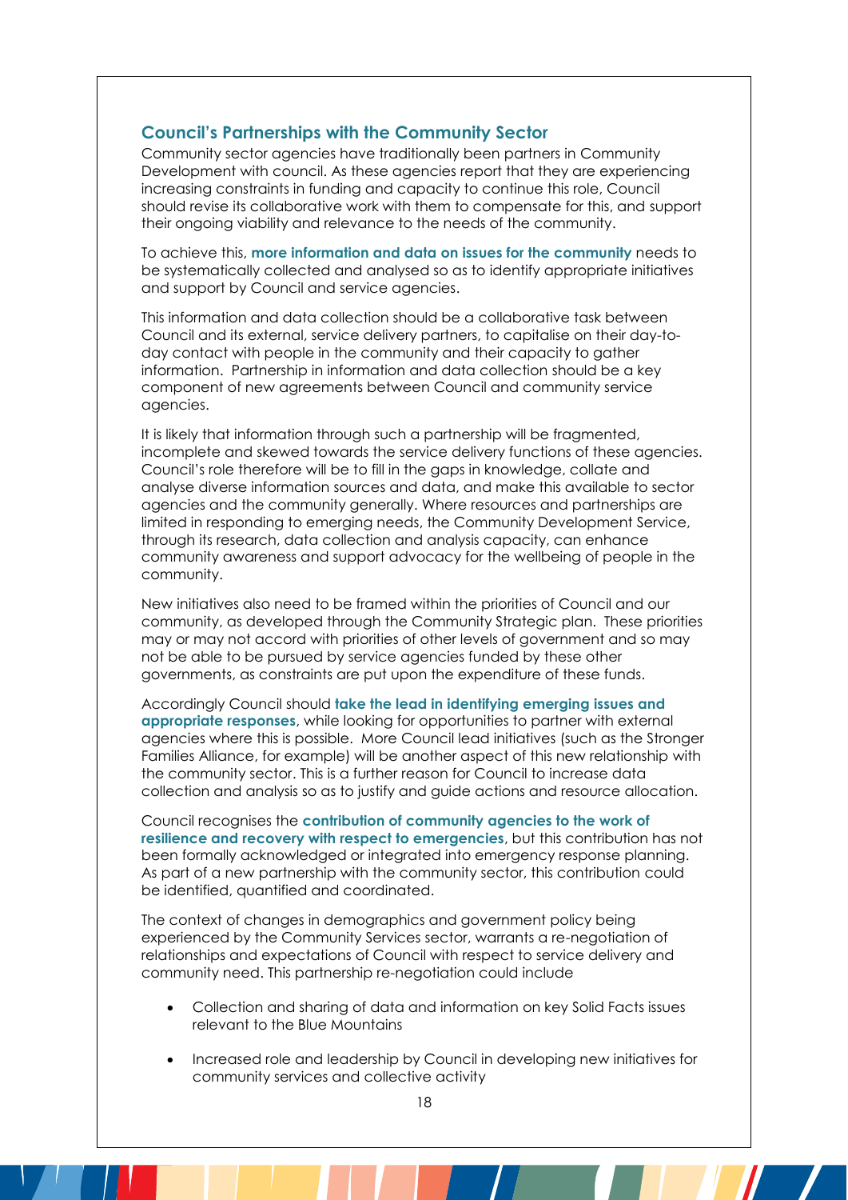## Council's Partnerships with the Community Sector

Community sector agencies have traditionally been partners in Community Development with council. As these agencies report that they are experiencing increasing constraints in funding and capacity to continue this role, Council should revise its collaborative work with them to compensate for this, and support their ongoing viability and relevance to the needs of the community.

To achieve this, **more information and data on issues for the community** needs to be systematically collected and analysed so as to identify appropriate initiatives and support by Council and service agencies.

This information and data collection should be a collaborative task between Council and its external, service delivery partners, to capitalise on their day-to-day contact with people in the community and their capacity to gather information. Partnership in information and data collection should be a key component of new agreements between Council and community service agencies.

It is likely that information through such a partnership will be fragmented, incomplete and skewed towards the service delivery functions of these agencies. Council's role therefore will be to fill in the gaps in knowledge, collate and analyse diverse information sources and data, and make this available to sector agencies and the community generally. Where resources and partnerships are limited in responding to emerging needs, the Community Development Service, through its research, data collection and analysis capacity, can enhance community awareness and support advocacy for the wellbeing of people in the community.

New initiatives also need to be framed within the priorities of Council and our community, as developed through the Community Strategic plan. These priorities may or may not accord with priorities of other levels of government and so may not be able to be pursued by service agencies funded by these other governments, as constraints are put upon the expenditure of these funds.

Accordingly Council should **take the lead in identifying emerging issues and appropriate responses**, while looking for opportunities to partner with external agencies where this is possible. More Council lead initiatives (such as the Stronger Families Alliance, for example) will be another aspect of this new relationship with the community sector. This is a further reason for Council to increase data collection and analysis so as to justify and guide actions and resource allocation.

Council recognises the **contribution of community agencies to the work of resilience and recovery with respect to emergencies**, but this contribution has not been formally acknowledged or integrated into emergency response planning. As part of a new partnership with the community sector, this contribution could be identified, quantified and coordinated.

The context of changes in demographics and government policy being experienced by the Community Services sector, warrants a re-negotiation of relationships and expectations of Council with respect to service delivery and community need. This partnership re-negotiation could include

- Collection and sharing of data and information on key Solid Facts issues relevant to the Blue Mountains
- Increased role and leadership by Council in developing new initiatives for community services and collective activity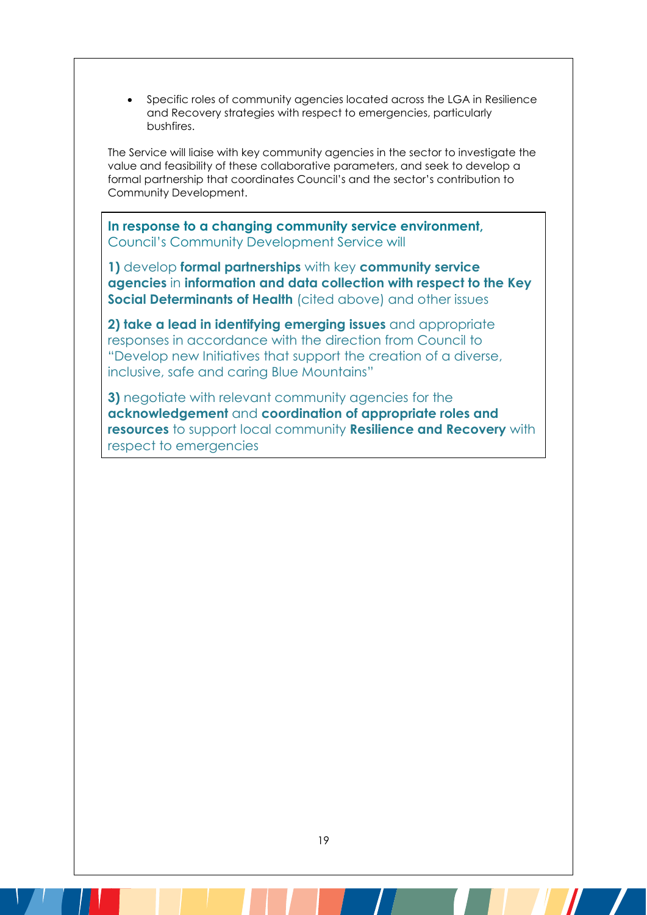- Specific roles of community agencies located across the LGA in Resilience and Recovery strategies with respect to emergencies, particularly bushfires.

The Service will liaise with key community agencies in the sector to investigate the value and feasibility of these collaborative parameters, and seek to develop a formal partnership that coordinates Council's and the sector's contribution to Community Development.

**In response to a changing community service environment,** Council's Community Development Service will

**1)** develop **formal partnerships** with key **community service agencies** in **information and data collection with respect to the Key Social Determinants of Health** (cited above) and other issues

**2) take a lead in identifying emerging issues** and appropriate responses in accordance with the direction from Council to "Develop new Initiatives that support the creation of a diverse, inclusive, safe and caring Blue Mountains"

**3)** negotiate with relevant community agencies for the **acknowledgement** and **coordination of appropriate roles and resources** to support local community **Resilience and Recovery** with respect to emergencies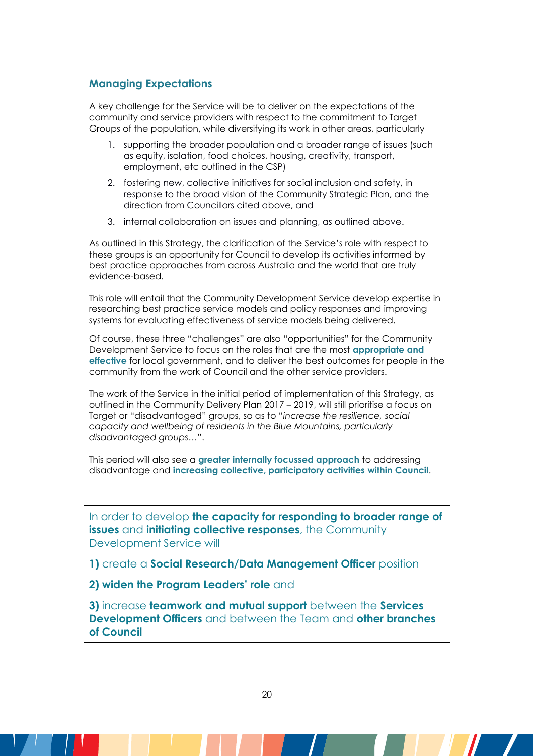## Managing Expectations

A key challenge for the Service will be to deliver on the expectations of the community and service providers with respect to the commitment to Target Groups of the population, while diversifying its work in other areas, particularly

1. supporting the broader population and a broader range of issues (such as equity, isolation, food choices, housing, creativity, transport, employment, etc outlined in the CSP)
2. fostering new, collective initiatives for social inclusion and safety, in response to the broad vision of the Community Strategic Plan, and the direction from Councillors cited above, and
3. internal collaboration on issues and planning, as outlined above.

As outlined in this Strategy, the clarification of the Service's role with respect to these groups is an opportunity for Council to develop its activities informed by best practice approaches from across Australia and the world that are truly evidence-based.

This role will entail that the Community Development Service develop expertise in researching best practice service models and policy responses and improving systems for evaluating effectiveness of service models being delivered.

Of course, these three "challenges" are also "opportunities" for the Community Development Service to focus on the roles that are the most **appropriate and effective** for local government, and to deliver the best outcomes for people in the community from the work of Council and the other service providers.

The work of the Service in the initial period of implementation of this Strategy, as outlined in the Community Delivery Plan 2017 – 2019, will still prioritise a focus on Target or "disadvantaged" groups, so as to "*increase the resilience, social capacity and wellbeing of residents in the Blue Mountains, particularly disadvantaged groups…*".

This period will also see a **greater internally focussed approach** to addressing disadvantage and **increasing collective, participatory activities within Council**.

In order to develop **the capacity for responding to broader range of issues** and **initiating collective responses**, the Community Development Service will

**1)** create a **Social Research/Data Management Officer** position

**2) widen the Program Leaders' role** and

**3)** increase **teamwork and mutual support** between the **Services Development Officers** and between the Team and **other branches of Council**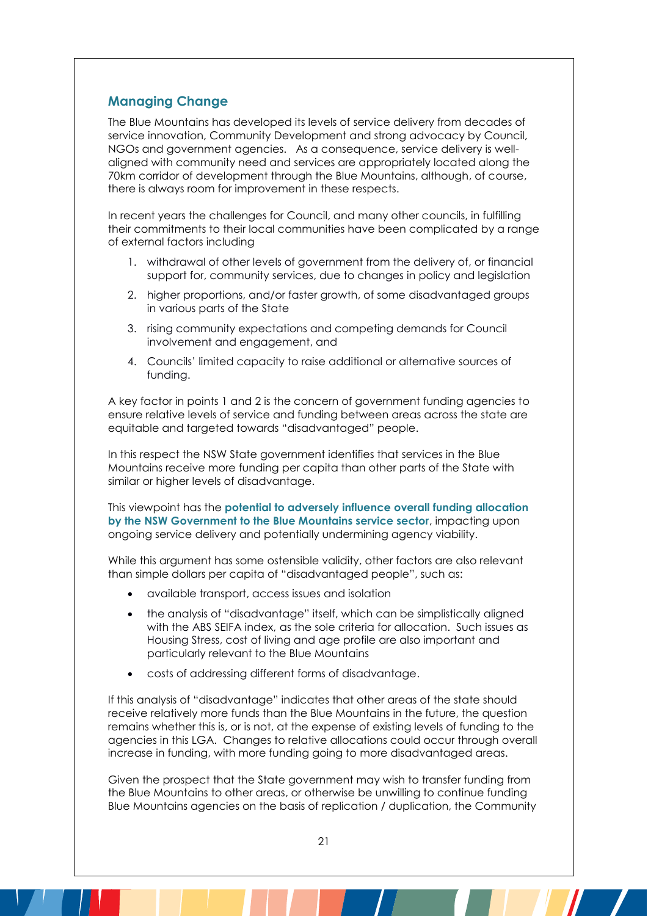## Managing Change

The Blue Mountains has developed its levels of service delivery from decades of service innovation, Community Development and strong advocacy by Council, NGOs and government agencies. As a consequence, service delivery is well-aligned with community need and services are appropriately located along the 70km corridor of development through the Blue Mountains, although, of course, there is always room for improvement in these respects.

In recent years the challenges for Council, and many other councils, in fulfilling their commitments to their local communities have been complicated by a range of external factors including

1. withdrawal of other levels of government from the delivery of, or financial support for, community services, due to changes in policy and legislation
2. higher proportions, and/or faster growth, of some disadvantaged groups in various parts of the State
3. rising community expectations and competing demands for Council involvement and engagement, and
4. Councils' limited capacity to raise additional or alternative sources of funding.

A key factor in points 1 and 2 is the concern of government funding agencies to ensure relative levels of service and funding between areas across the state are equitable and targeted towards "disadvantaged" people.

In this respect the NSW State government identifies that services in the Blue Mountains receive more funding per capita than other parts of the State with similar or higher levels of disadvantage.

This viewpoint has the **potential to adversely influence overall funding allocation by the NSW Government to the Blue Mountains service sector**, impacting upon ongoing service delivery and potentially undermining agency viability.

While this argument has some ostensible validity, other factors are also relevant than simple dollars per capita of "disadvantaged people", such as:

- available transport, access issues and isolation
- the analysis of "disadvantage" itself, which can be simplistically aligned with the ABS SEIFA index, as the sole criteria for allocation. Such issues as Housing Stress, cost of living and age profile are also important and particularly relevant to the Blue Mountains
- costs of addressing different forms of disadvantage.

If this analysis of "disadvantage" indicates that other areas of the state should receive relatively more funds than the Blue Mountains in the future, the question remains whether this is, or is not, at the expense of existing levels of funding to the agencies in this LGA. Changes to relative allocations could occur through overall increase in funding, with more funding going to more disadvantaged areas.

Given the prospect that the State government may wish to transfer funding from the Blue Mountains to other areas, or otherwise be unwilling to continue funding Blue Mountains agencies on the basis of replication / duplication, the Community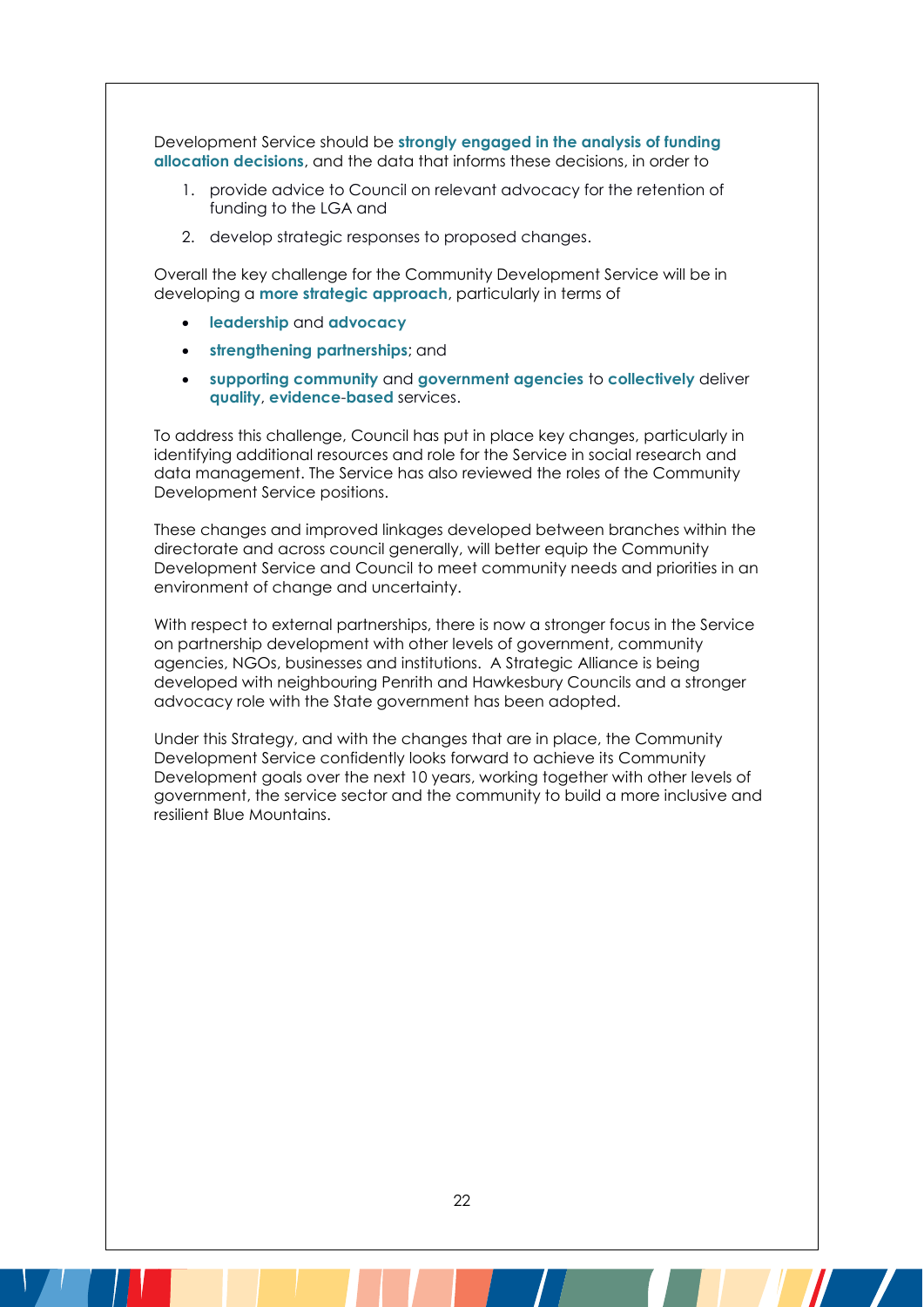Development Service should be **strongly engaged in the analysis of funding allocation decisions**, and the data that informs these decisions, in order to

1. provide advice to Council on relevant advocacy for the retention of funding to the LGA and
2. develop strategic responses to proposed changes.

Overall the key challenge for the Community Development Service will be in developing a **more strategic approach**, particularly in terms of

- **leadership** and **advocacy**
- **strengthening partnerships**; and
- **supporting community** and **government agencies** to **collectively** deliver **quality**, **evidence-based** services.

To address this challenge, Council has put in place key changes, particularly in identifying additional resources and role for the Service in social research and data management. The Service has also reviewed the roles of the Community Development Service positions.

These changes and improved linkages developed between branches within the directorate and across council generally, will better equip the Community Development Service and Council to meet community needs and priorities in an environment of change and uncertainty.

With respect to external partnerships, there is now a stronger focus in the Service on partnership development with other levels of government, community agencies, NGOs, businesses and institutions. A Strategic Alliance is being developed with neighbouring Penrith and Hawkesbury Councils and a stronger advocacy role with the State government has been adopted.

Under this Strategy, and with the changes that are in place, the Community Development Service confidently looks forward to achieve its Community Development goals over the next 10 years, working together with other levels of government, the service sector and the community to build a more inclusive and resilient Blue Mountains.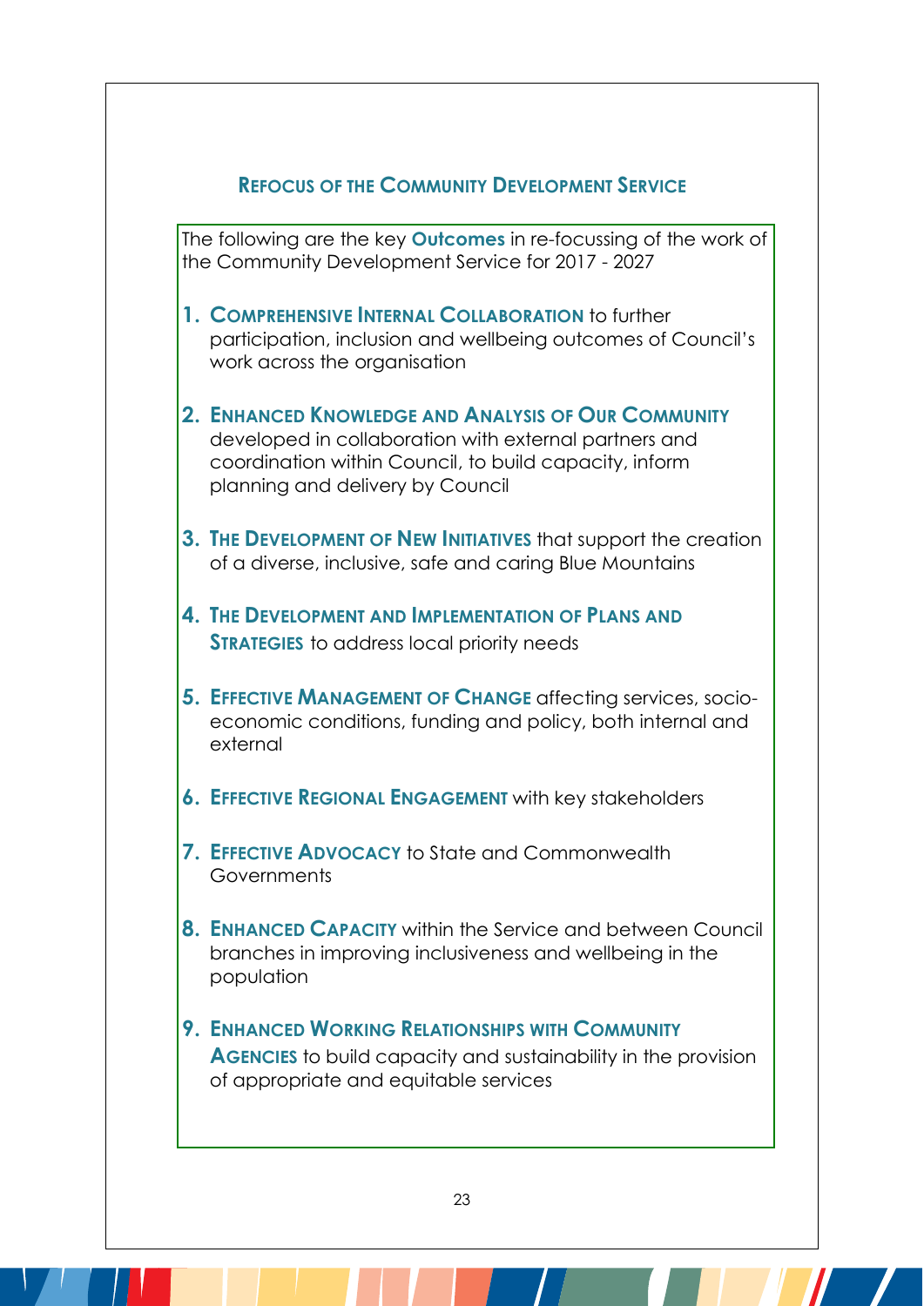## REFOCUS OF THE COMMUNITY DEVELOPMENT SERVICE

The following are the key **Outcomes** in re-focussing of the work of the Community Development Service for 2017 - 2027

1. **COMPREHENSIVE INTERNAL COLLABORATION** to further participation, inclusion and wellbeing outcomes of Council's work across the organisation
2. **ENHANCED KNOWLEDGE AND ANALYSIS OF OUR COMMUNITY** developed in collaboration with external partners and coordination within Council, to build capacity, inform planning and delivery by Council
3. **THE DEVELOPMENT OF NEW INITIATIVES** that support the creation of a diverse, inclusive, safe and caring Blue Mountains
4. **THE DEVELOPMENT AND IMPLEMENTATION OF PLANS AND STRATEGIES** to address local priority needs
5. **EFFECTIVE MANAGEMENT OF CHANGE** affecting services, socio-economic conditions, funding and policy, both internal and external
6. **EFFECTIVE REGIONAL ENGAGEMENT** with key stakeholders
7. **EFFECTIVE ADVOCACY** to State and Commonwealth Governments
8. **ENHANCED CAPACITY** within the Service and between Council branches in improving inclusiveness and wellbeing in the population
9. **ENHANCED WORKING RELATIONSHIPS WITH COMMUNITY AGENCIES** to build capacity and sustainability in the provision of appropriate and equitable services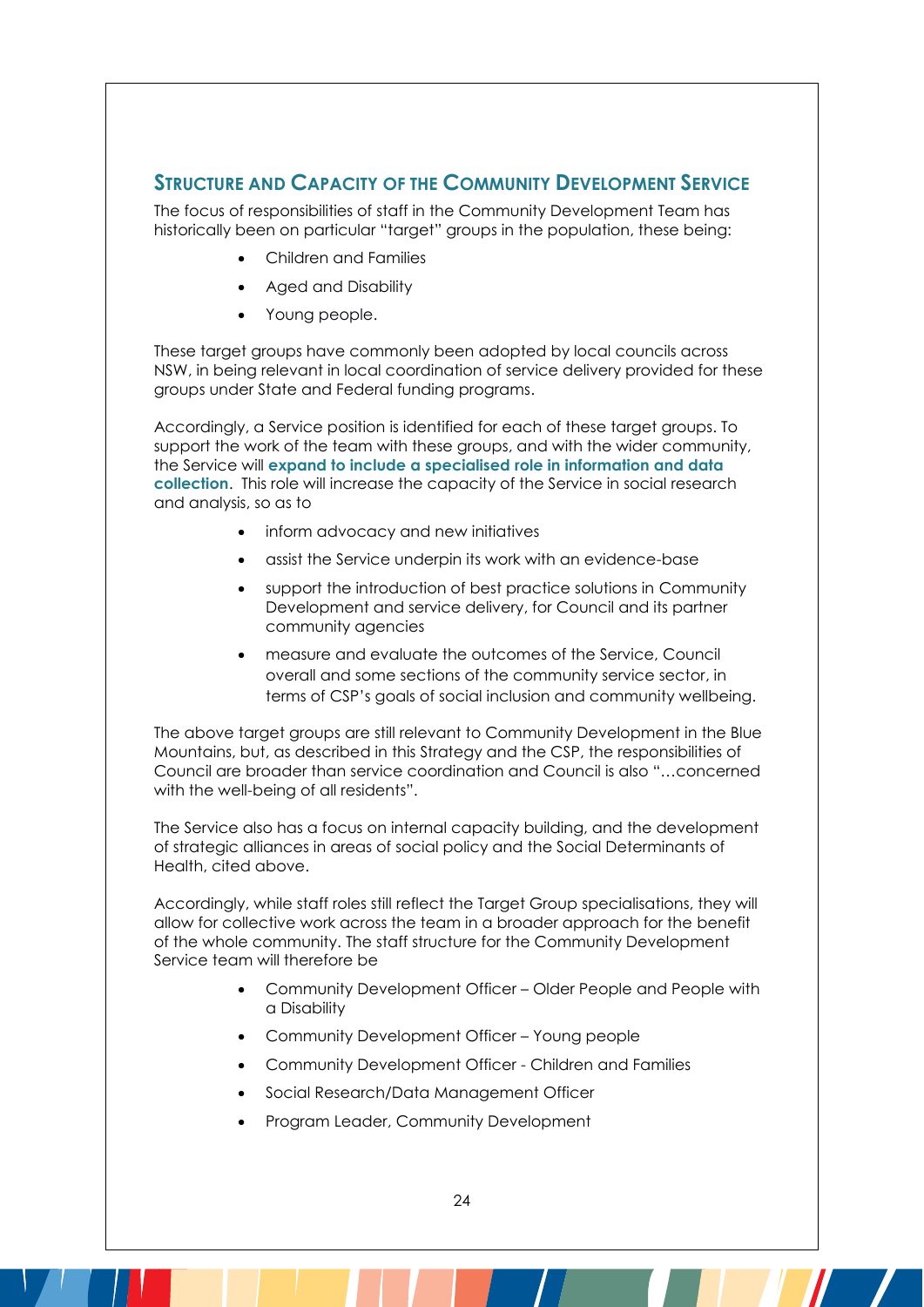## Structure and Capacity of the Community Development Service

The focus of responsibilities of staff in the Community Development Team has historically been on particular "target" groups in the population, these being:

- Children and Families
- Aged and Disability
- Young people.

These target groups have commonly been adopted by local councils across NSW, in being relevant in local coordination of service delivery provided for these groups under State and Federal funding programs.

Accordingly, a Service position is identified for each of these target groups. To support the work of the team with these groups, and with the wider community, the Service will **expand to include a specialised role in information and data collection**. This role will increase the capacity of the Service in social research and analysis, so as to

- inform advocacy and new initiatives
- assist the Service underpin its work with an evidence-base
- support the introduction of best practice solutions in Community Development and service delivery, for Council and its partner community agencies
- measure and evaluate the outcomes of the Service, Council overall and some sections of the community service sector, in terms of CSP's goals of social inclusion and community wellbeing.

The above target groups are still relevant to Community Development in the Blue Mountains, but, as described in this Strategy and the CSP, the responsibilities of Council are broader than service coordination and Council is also "…concerned with the well-being of all residents".

The Service also has a focus on internal capacity building, and the development of strategic alliances in areas of social policy and the Social Determinants of Health, cited above.

Accordingly, while staff roles still reflect the Target Group specialisations, they will allow for collective work across the team in a broader approach for the benefit of the whole community. The staff structure for the Community Development Service team will therefore be

- Community Development Officer – Older People and People with a Disability
- Community Development Officer – Young people
- Community Development Officer - Children and Families
- Social Research/Data Management Officer
- Program Leader, Community Development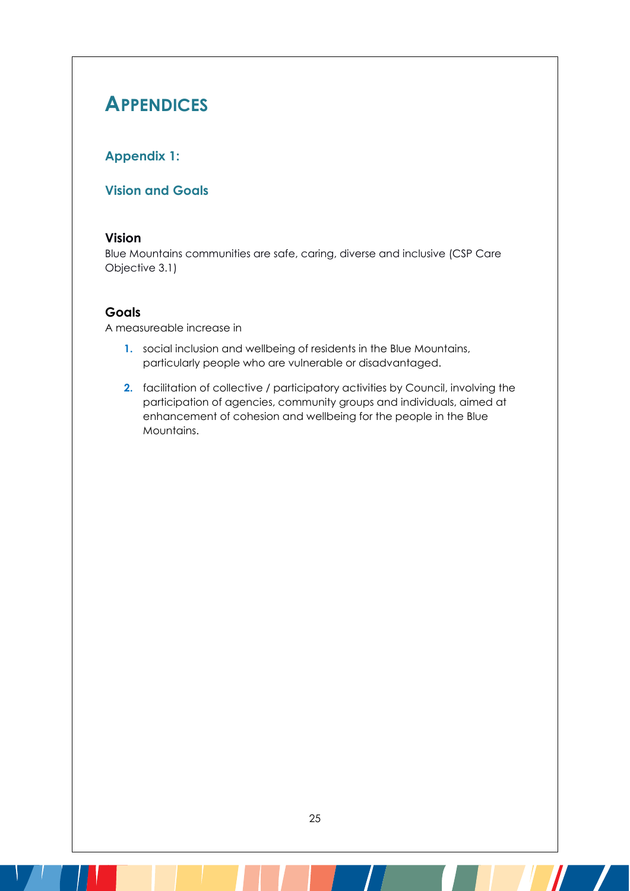# Appendices

## Appendix 1:

## Vision and Goals

### Vision

Blue Mountains communities are safe, caring, diverse and inclusive (CSP Care Objective 3.1)

### Goals

A measureable increase in

1. social inclusion and wellbeing of residents in the Blue Mountains, particularly people who are vulnerable or disadvantaged.
2. facilitation of collective / participatory activities by Council, involving the participation of agencies, community groups and individuals, aimed at enhancement of cohesion and wellbeing for the people in the Blue Mountains.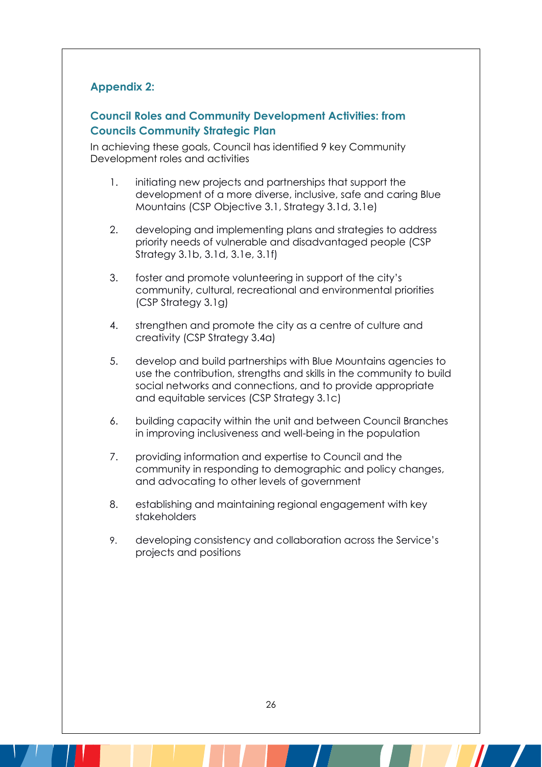## Appendix 2:

### Council Roles and Community Development Activities: from Councils Community Strategic Plan

In achieving these goals, Council has identified 9 key Community Development roles and activities

1. initiating new projects and partnerships that support the development of a more diverse, inclusive, safe and caring Blue Mountains (CSP Objective 3.1, Strategy 3.1d, 3.1e)
2. developing and implementing plans and strategies to address priority needs of vulnerable and disadvantaged people (CSP Strategy 3.1b, 3.1d, 3.1e, 3.1f)
3. foster and promote volunteering in support of the city's community, cultural, recreational and environmental priorities (CSP Strategy 3.1g)
4. strengthen and promote the city as a centre of culture and creativity (CSP Strategy 3.4a)
5. develop and build partnerships with Blue Mountains agencies to use the contribution, strengths and skills in the community to build social networks and connections, and to provide appropriate and equitable services (CSP Strategy 3.1c)
6. building capacity within the unit and between Council Branches in improving inclusiveness and well-being in the population
7. providing information and expertise to Council and the community in responding to demographic and policy changes, and advocating to other levels of government
8. establishing and maintaining regional engagement with key stakeholders
9. developing consistency and collaboration across the Service's projects and positions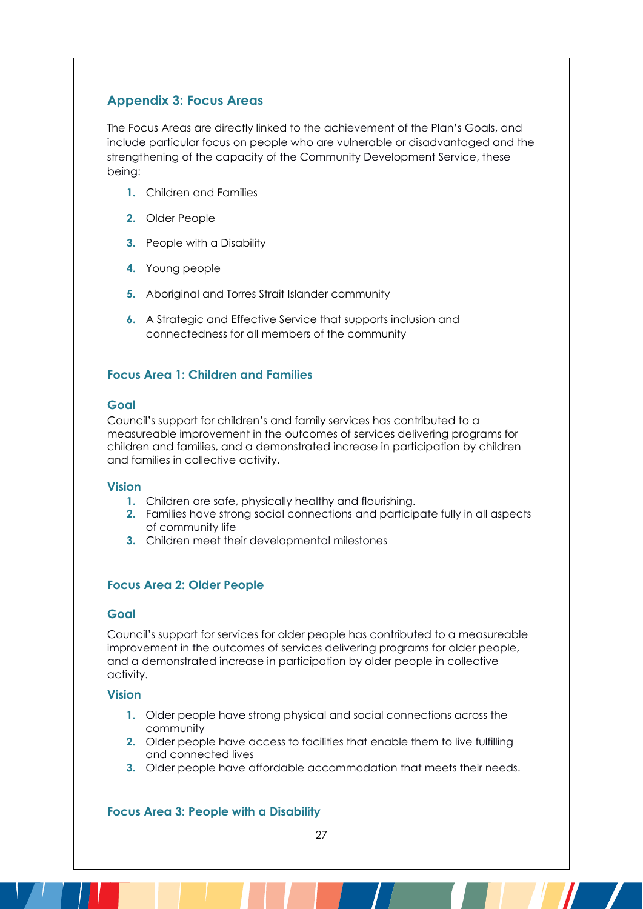## Appendix 3: Focus Areas

The Focus Areas are directly linked to the achievement of the Plan's Goals, and include particular focus on people who are vulnerable or disadvantaged and the strengthening of the capacity of the Community Development Service, these being:

1. Children and Families
2. Older People
3. People with a Disability
4. Young people
5. Aboriginal and Torres Strait Islander community
6. A Strategic and Effective Service that supports inclusion and connectedness for all members of the community

### Focus Area 1: Children and Families

#### Goal

Council's support for children's and family services has contributed to a measureable improvement in the outcomes of services delivering programs for children and families, and a demonstrated increase in participation by children and families in collective activity.

#### Vision

1. Children are safe, physically healthy and flourishing.
2. Families have strong social connections and participate fully in all aspects of community life
3. Children meet their developmental milestones

### Focus Area 2: Older People

#### Goal

Council's support for services for older people has contributed to a measureable improvement in the outcomes of services delivering programs for older people, and a demonstrated increase in participation by older people in collective activity.

#### Vision

1. Older people have strong physical and social connections across the community
2. Older people have access to facilities that enable them to live fulfilling and connected lives
3. Older people have affordable accommodation that meets their needs.

### Focus Area 3: People with a Disability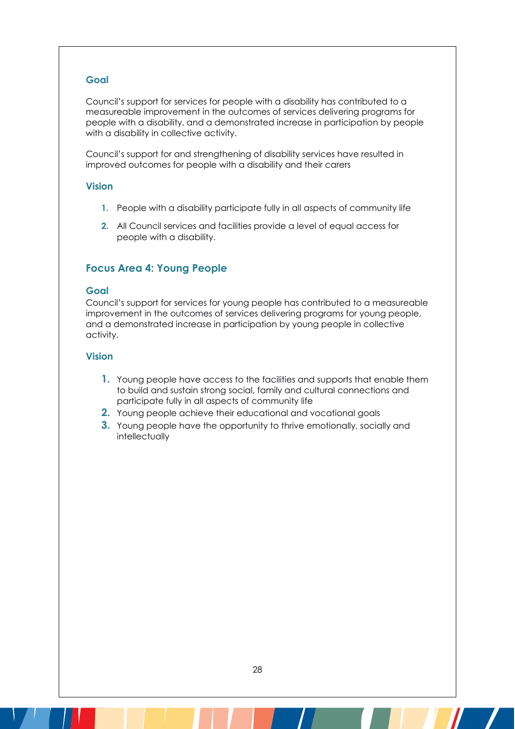### Goal

Council's support for services for people with a disability has contributed to a measureable improvement in the outcomes of services delivering programs for people with a disability, and a demonstrated increase in participation by people with a disability in collective activity.

Council's support for and strengthening of disability services have resulted in improved outcomes for people with a disability and their carers

### Vision

1. People with a disability participate fully in all aspects of community life
2. All Council services and facilities provide a level of equal access for people with a disability.

## Focus Area 4: Young People

### Goal

Council's support for services for young people has contributed to a measureable improvement in the outcomes of services delivering programs for young people, and a demonstrated increase in participation by young people in collective activity.

### Vision

1. Young people have access to the facilities and supports that enable them to build and sustain strong social, family and cultural connections and participate fully in all aspects of community life
2. Young people achieve their educational and vocational goals
3. Young people have the opportunity to thrive emotionally, socially and intellectually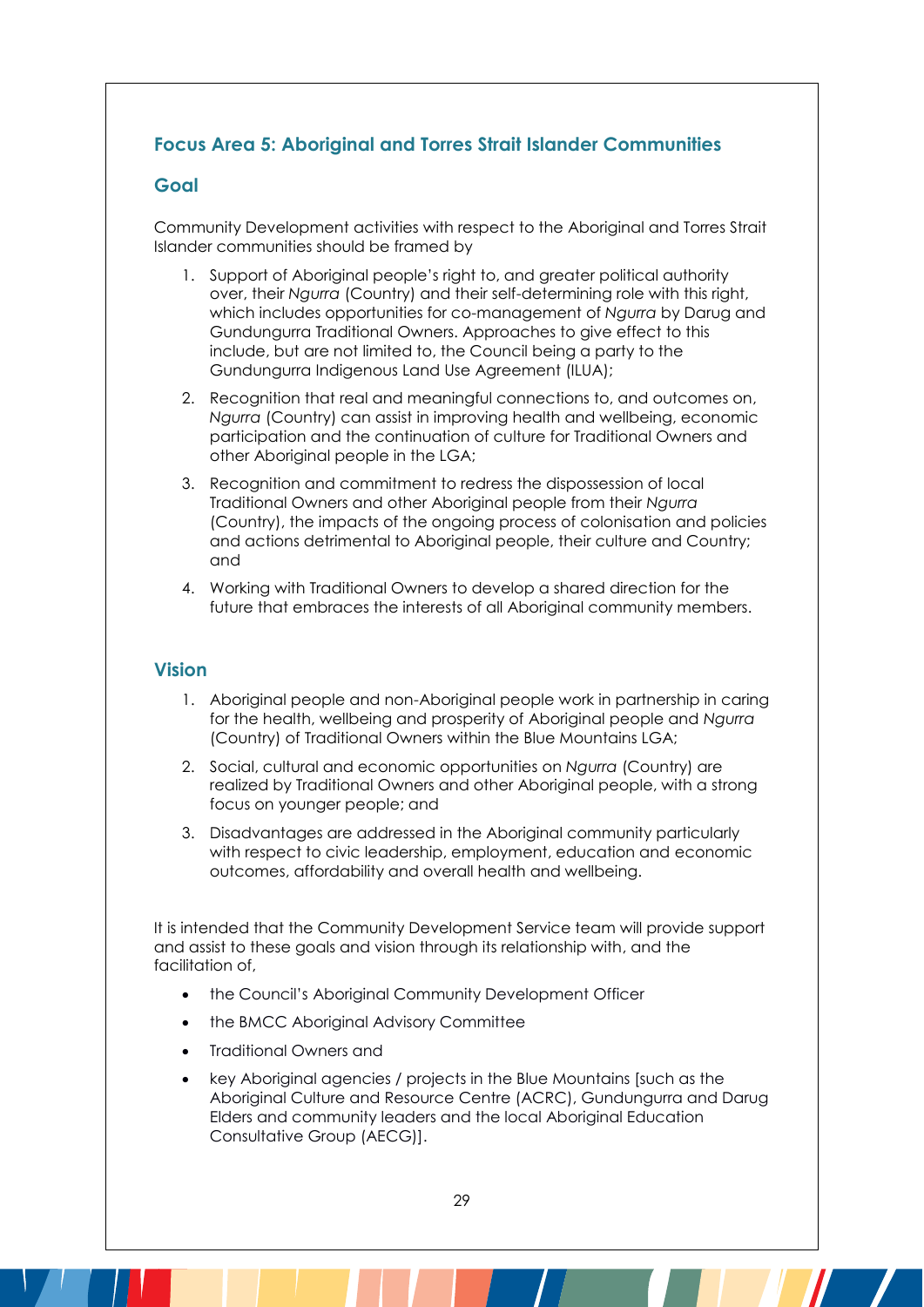## Focus Area 5: Aboriginal and Torres Strait Islander Communities

### Goal

Community Development activities with respect to the Aboriginal and Torres Strait Islander communities should be framed by

1. Support of Aboriginal people's right to, and greater political authority over, their *Ngurra* (Country) and their self-determining role with this right, which includes opportunities for co-management of *Ngurra* by Darug and Gundungurra Traditional Owners. Approaches to give effect to this include, but are not limited to, the Council being a party to the Gundungurra Indigenous Land Use Agreement (ILUA);

2. Recognition that real and meaningful connections to, and outcomes on, *Ngurra* (Country) can assist in improving health and wellbeing, economic participation and the continuation of culture for Traditional Owners and other Aboriginal people in the LGA;

3. Recognition and commitment to redress the dispossession of local Traditional Owners and other Aboriginal people from their *Ngurra* (Country), the impacts of the ongoing process of colonisation and policies and actions detrimental to Aboriginal people, their culture and Country; and

4. Working with Traditional Owners to develop a shared direction for the future that embraces the interests of all Aboriginal community members.

### Vision

1. Aboriginal people and non-Aboriginal people work in partnership in caring for the health, wellbeing and prosperity of Aboriginal people and *Ngurra* (Country) of Traditional Owners within the Blue Mountains LGA;

2. Social, cultural and economic opportunities on *Ngurra* (Country) are realized by Traditional Owners and other Aboriginal people, with a strong focus on younger people; and

3. Disadvantages are addressed in the Aboriginal community particularly with respect to civic leadership, employment, education and economic outcomes, affordability and overall health and wellbeing.

It is intended that the Community Development Service team will provide support and assist to these goals and vision through its relationship with, and the facilitation of,

- the Council's Aboriginal Community Development Officer
- the BMCC Aboriginal Advisory Committee
- Traditional Owners and
- key Aboriginal agencies / projects in the Blue Mountains [such as the Aboriginal Culture and Resource Centre (ACRC), Gundungurra and Darug Elders and community leaders and the local Aboriginal Education Consultative Group (AECG)].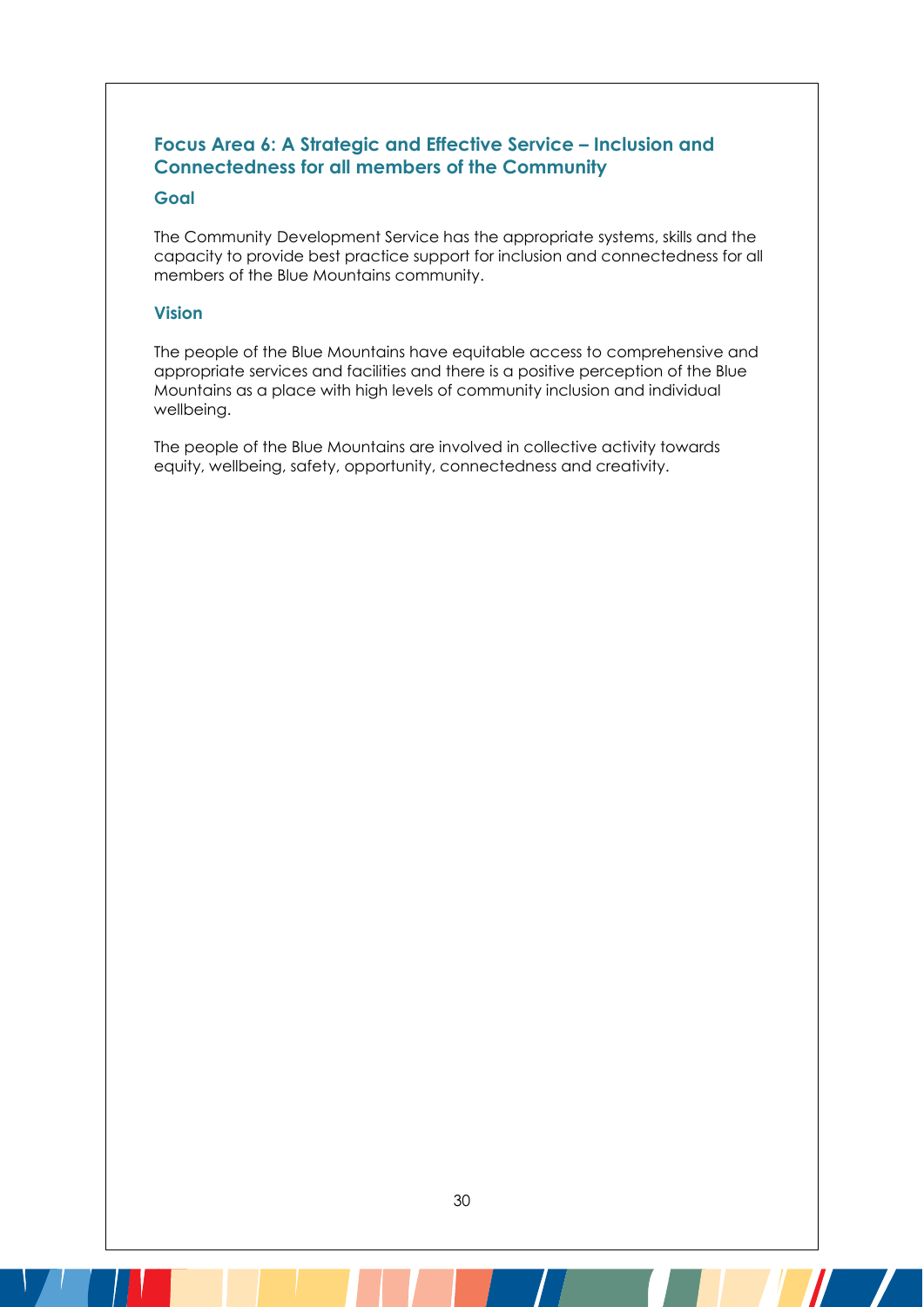## Focus Area 6: A Strategic and Effective Service – Inclusion and Connectedness for all members of the Community

### Goal

The Community Development Service has the appropriate systems, skills and the capacity to provide best practice support for inclusion and connectedness for all members of the Blue Mountains community.

### Vision

The people of the Blue Mountains have equitable access to comprehensive and appropriate services and facilities and there is a positive perception of the Blue Mountains as a place with high levels of community inclusion and individual wellbeing.

The people of the Blue Mountains are involved in collective activity towards equity, wellbeing, safety, opportunity, connectedness and creativity.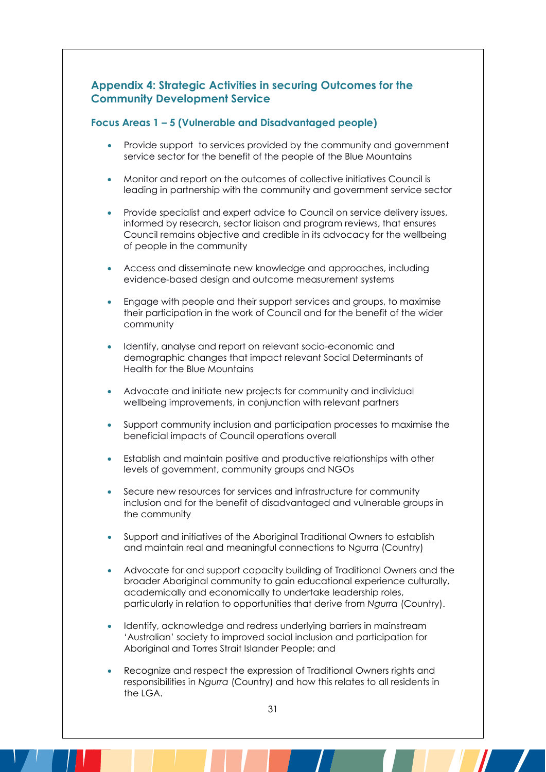## Appendix 4: Strategic Activities in securing Outcomes for the Community Development Service

### Focus Areas 1 – 5 (Vulnerable and Disadvantaged people)

- Provide support to services provided by the community and government service sector for the benefit of the people of the Blue Mountains
- Monitor and report on the outcomes of collective initiatives Council is leading in partnership with the community and government service sector
- Provide specialist and expert advice to Council on service delivery issues, informed by research, sector liaison and program reviews, that ensures Council remains objective and credible in its advocacy for the wellbeing of people in the community
- Access and disseminate new knowledge and approaches, including evidence-based design and outcome measurement systems
- Engage with people and their support services and groups, to maximise their participation in the work of Council and for the benefit of the wider community
- Identify, analyse and report on relevant socio-economic and demographic changes that impact relevant Social Determinants of Health for the Blue Mountains
- Advocate and initiate new projects for community and individual wellbeing improvements, in conjunction with relevant partners
- Support community inclusion and participation processes to maximise the beneficial impacts of Council operations overall
- Establish and maintain positive and productive relationships with other levels of government, community groups and NGOs
- Secure new resources for services and infrastructure for community inclusion and for the benefit of disadvantaged and vulnerable groups in the community
- Support and initiatives of the Aboriginal Traditional Owners to establish and maintain real and meaningful connections to Ngurra (Country)
- Advocate for and support capacity building of Traditional Owners and the broader Aboriginal community to gain educational experience culturally, academically and economically to undertake leadership roles, particularly in relation to opportunities that derive from *Ngurra* (Country).
- Identify, acknowledge and redress underlying barriers in mainstream 'Australian' society to improved social inclusion and participation for Aboriginal and Torres Strait Islander People; and
- Recognize and respect the expression of Traditional Owners rights and responsibilities in *Ngurra* (Country) and how this relates to all residents in the LGA.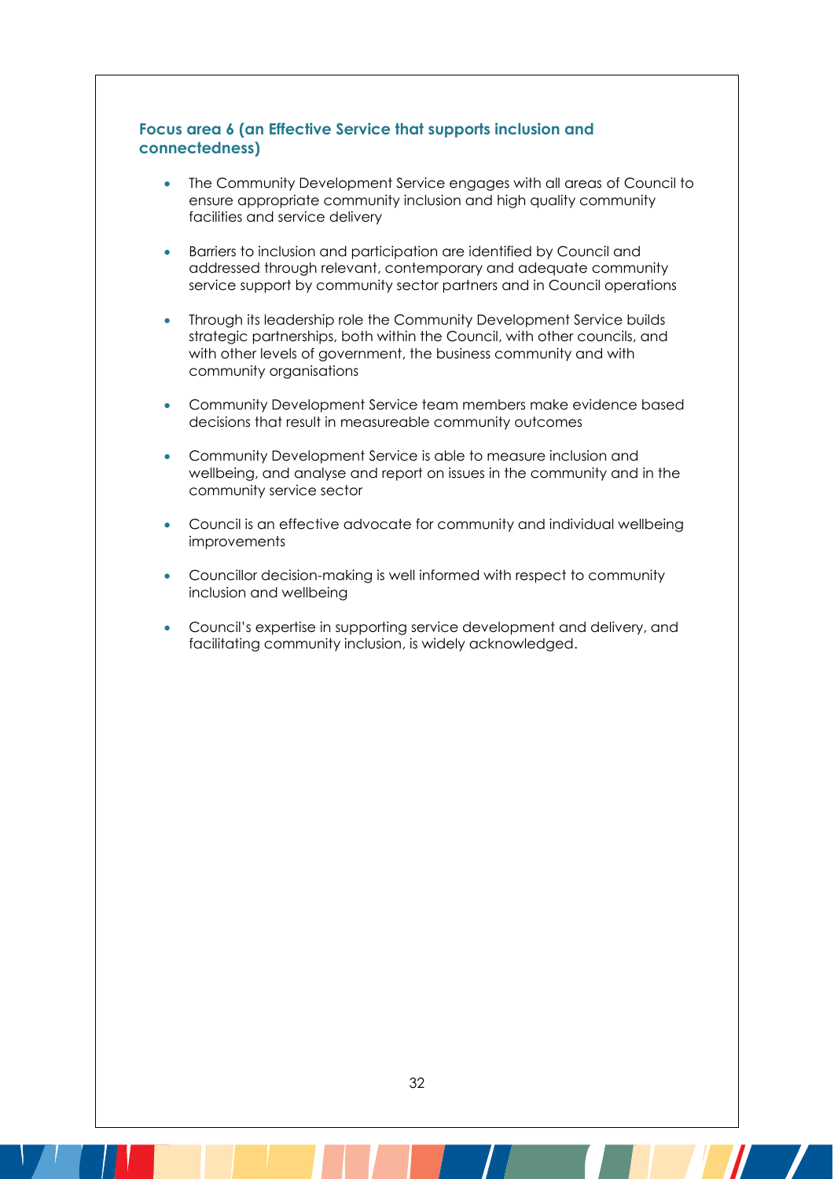### Focus area 6 (an Effective Service that supports inclusion and connectedness)

- The Community Development Service engages with all areas of Council to ensure appropriate community inclusion and high quality community facilities and service delivery
- Barriers to inclusion and participation are identified by Council and addressed through relevant, contemporary and adequate community service support by community sector partners and in Council operations
- Through its leadership role the Community Development Service builds strategic partnerships, both within the Council, with other councils, and with other levels of government, the business community and with community organisations
- Community Development Service team members make evidence based decisions that result in measureable community outcomes
- Community Development Service is able to measure inclusion and wellbeing, and analyse and report on issues in the community and in the community service sector
- Council is an effective advocate for community and individual wellbeing improvements
- Councillor decision-making is well informed with respect to community inclusion and wellbeing
- Council's expertise in supporting service development and delivery, and facilitating community inclusion, is widely acknowledged.